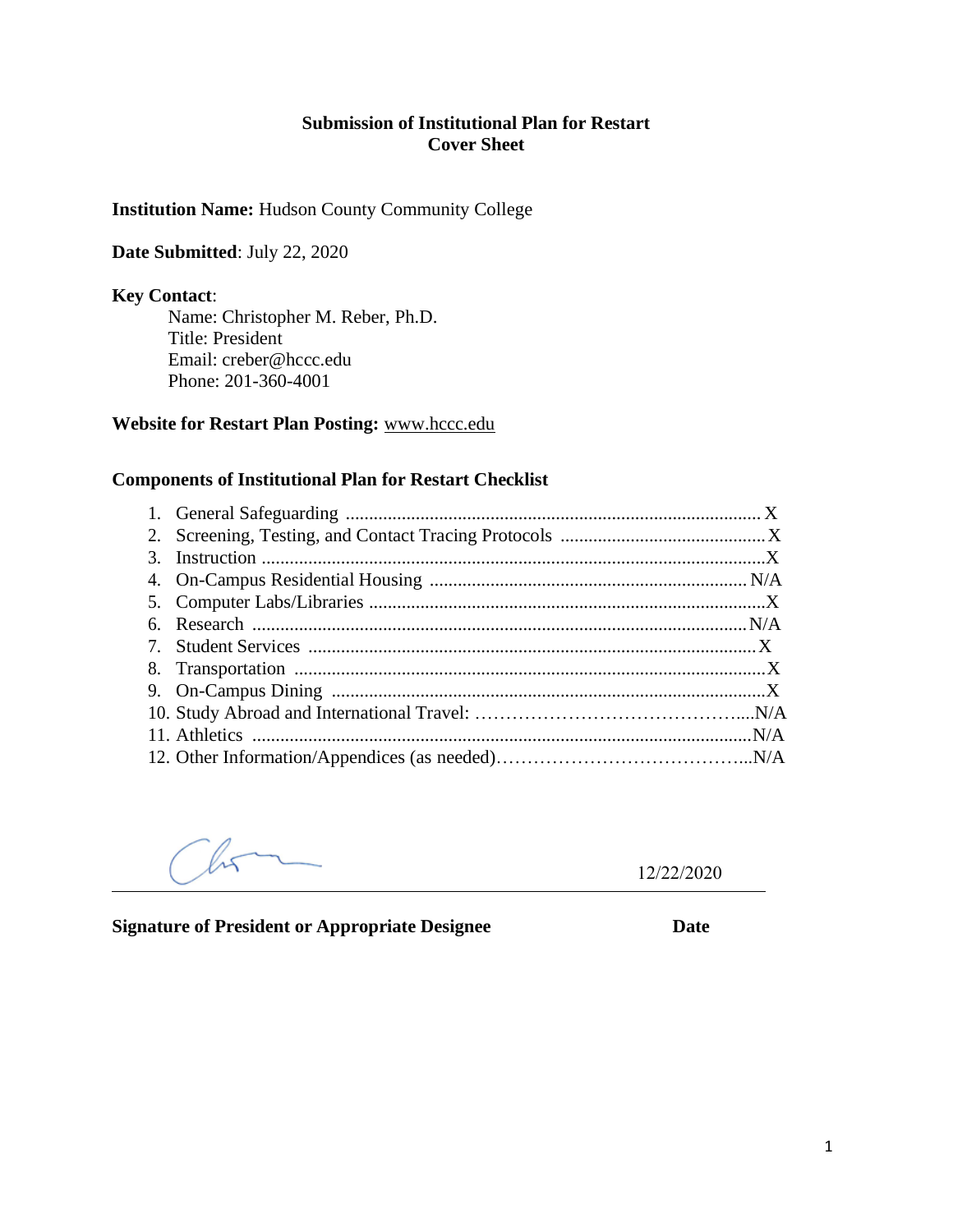**Submission of Institutional Plan for Restart**
**Cover Sheet**

**Institution Name:** Hudson County Community College

**Date Submitted**: July 22, 2020

**Key Contact**:

Name: Christopher M. Reber, Ph.D.
Title: President
Email: creber@hccc.edu
Phone: 201-360-4001

**Website for Restart Plan Posting:** www.hccc.edu

**Components of Institutional Plan for Restart Checklist**

1. General Safeguarding ........................................................................................ X
2. Screening, Testing, and Contact Tracing Protocols ............................................ X
3. Instruction ........................................................................................................... X
4. On-Campus Residential Housing ................................................................... N/A
5. Computer Labs/Libraries .................................................................................... X
6. Research ......................................................................................................... N/A
7. Student Services ................................................................................................ X
8. Transportation .................................................................................................... X
9. On-Campus Dining ............................................................................................ X
10. Study Abroad and International Travel: ……………………………………....N/A
11. Athletics .......................................................................................................... N/A
12. Other Information/Appendices (as needed)…………………………………...N/A

12/22/2020

**Signature of President or Appropriate Designee** **Date**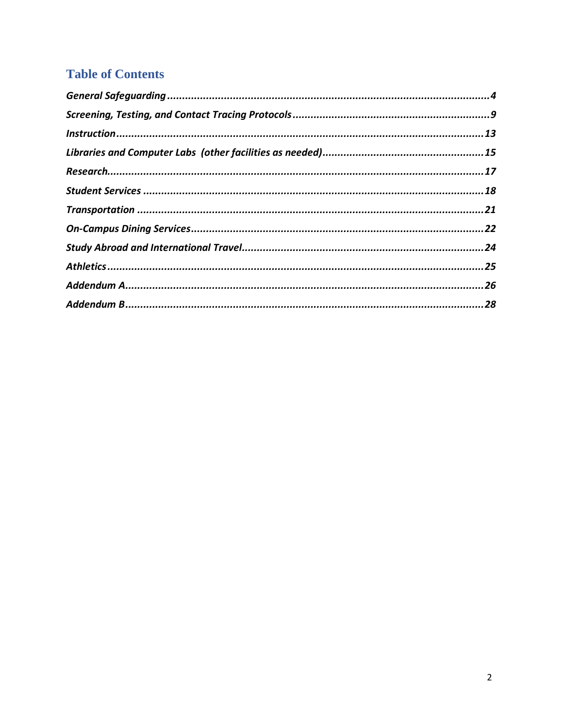## Table of Contents

*General Safeguarding* .......... 4

*Screening, Testing, and Contact Tracing Protocols* .......... 9

*Instruction* .......... 13

*Libraries and Computer Labs (other facilities as needed)* .......... 15

*Research* .......... 17

*Student Services* .......... 18

*Transportation* .......... 21

*On-Campus Dining Services* .......... 22

*Study Abroad and International Travel* .......... 24

*Athletics* .......... 25

*Addendum A* .......... 26

*Addendum B* .......... 28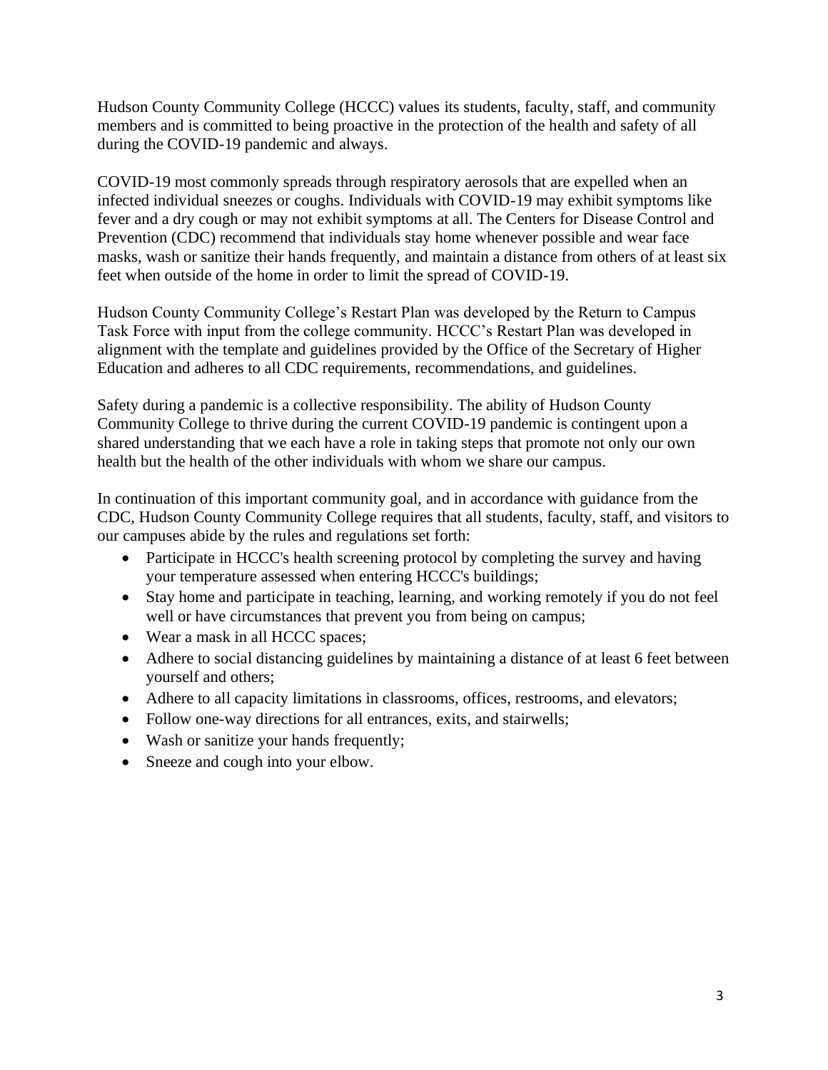Hudson County Community College (HCCC) values its students, faculty, staff, and community members and is committed to being proactive in the protection of the health and safety of all during the COVID-19 pandemic and always.

COVID-19 most commonly spreads through respiratory aerosols that are expelled when an infected individual sneezes or coughs. Individuals with COVID-19 may exhibit symptoms like fever and a dry cough or may not exhibit symptoms at all. The Centers for Disease Control and Prevention (CDC) recommend that individuals stay home whenever possible and wear face masks, wash or sanitize their hands frequently, and maintain a distance from others of at least six feet when outside of the home in order to limit the spread of COVID-19.

Hudson County Community College's Restart Plan was developed by the Return to Campus Task Force with input from the college community. HCCC's Restart Plan was developed in alignment with the template and guidelines provided by the Office of the Secretary of Higher Education and adheres to all CDC requirements, recommendations, and guidelines.

Safety during a pandemic is a collective responsibility. The ability of Hudson County Community College to thrive during the current COVID-19 pandemic is contingent upon a shared understanding that we each have a role in taking steps that promote not only our own health but the health of the other individuals with whom we share our campus.

In continuation of this important community goal, and in accordance with guidance from the CDC, Hudson County Community College requires that all students, faculty, staff, and visitors to our campuses abide by the rules and regulations set forth:

- Participate in HCCC's health screening protocol by completing the survey and having your temperature assessed when entering HCCC's buildings;
- Stay home and participate in teaching, learning, and working remotely if you do not feel well or have circumstances that prevent you from being on campus;
- Wear a mask in all HCCC spaces;
- Adhere to social distancing guidelines by maintaining a distance of at least 6 feet between yourself and others;
- Adhere to all capacity limitations in classrooms, offices, restrooms, and elevators;
- Follow one-way directions for all entrances, exits, and stairwells;
- Wash or sanitize your hands frequently;
- Sneeze and cough into your elbow.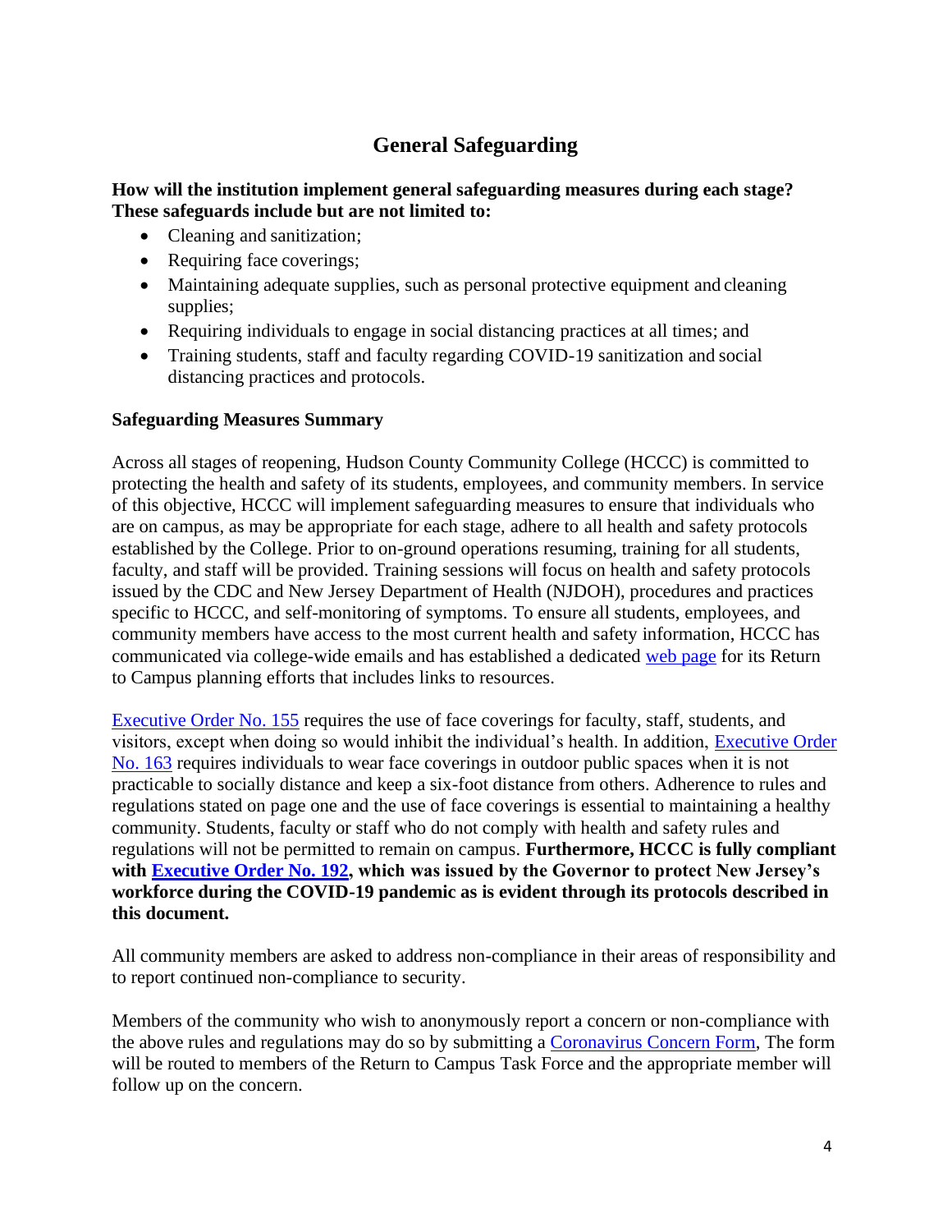# General Safeguarding

**How will the institution implement general safeguarding measures during each stage? These safeguards include but are not limited to:**

- Cleaning and sanitization;
- Requiring face coverings;
- Maintaining adequate supplies, such as personal protective equipment and cleaning supplies;
- Requiring individuals to engage in social distancing practices at all times; and
- Training students, staff and faculty regarding COVID-19 sanitization and social distancing practices and protocols.

**Safeguarding Measures Summary**

Across all stages of reopening, Hudson County Community College (HCCC) is committed to protecting the health and safety of its students, employees, and community members. In service of this objective, HCCC will implement safeguarding measures to ensure that individuals who are on campus, as may be appropriate for each stage, adhere to all health and safety protocols established by the College. Prior to on-ground operations resuming, training for all students, faculty, and staff will be provided. Training sessions will focus on health and safety protocols issued by the CDC and New Jersey Department of Health (NJDOH), procedures and practices specific to HCCC, and self-monitoring of symptoms. To ensure all students, employees, and community members have access to the most current health and safety information, HCCC has communicated via college-wide emails and has established a dedicated web page for its Return to Campus planning efforts that includes links to resources.

Executive Order No. 155 requires the use of face coverings for faculty, staff, students, and visitors, except when doing so would inhibit the individual's health. In addition, Executive Order No. 163 requires individuals to wear face coverings in outdoor public spaces when it is not practicable to socially distance and keep a six-foot distance from others. Adherence to rules and regulations stated on page one and the use of face coverings is essential to maintaining a healthy community. Students, faculty or staff who do not comply with health and safety rules and regulations will not be permitted to remain on campus. **Furthermore, HCCC is fully compliant with Executive Order No. 192, which was issued by the Governor to protect New Jersey's workforce during the COVID-19 pandemic as is evident through its protocols described in this document.**

All community members are asked to address non-compliance in their areas of responsibility and to report continued non-compliance to security.

Members of the community who wish to anonymously report a concern or non-compliance with the above rules and regulations may do so by submitting a Coronavirus Concern Form, The form will be routed to members of the Return to Campus Task Force and the appropriate member will follow up on the concern.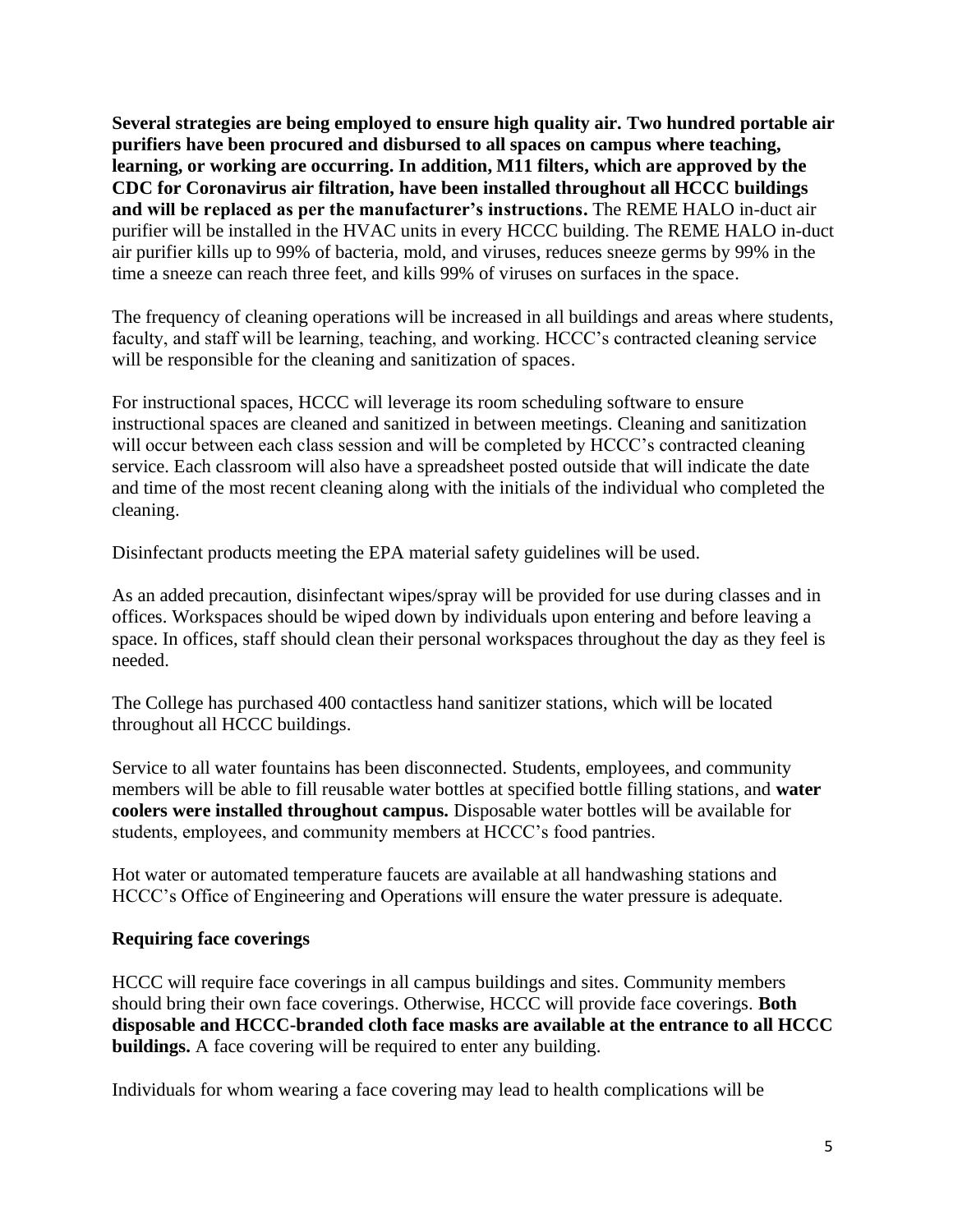**Several strategies are being employed to ensure high quality air. Two hundred portable air purifiers have been procured and disbursed to all spaces on campus where teaching, learning, or working are occurring. In addition, M11 filters, which are approved by the CDC for Coronavirus air filtration, have been installed throughout all HCCC buildings and will be replaced as per the manufacturer's instructions.** The REME HALO in-duct air purifier will be installed in the HVAC units in every HCCC building. The REME HALO in-duct air purifier kills up to 99% of bacteria, mold, and viruses, reduces sneeze germs by 99% in the time a sneeze can reach three feet, and kills 99% of viruses on surfaces in the space.

The frequency of cleaning operations will be increased in all buildings and areas where students, faculty, and staff will be learning, teaching, and working. HCCC's contracted cleaning service will be responsible for the cleaning and sanitization of spaces.

For instructional spaces, HCCC will leverage its room scheduling software to ensure instructional spaces are cleaned and sanitized in between meetings. Cleaning and sanitization will occur between each class session and will be completed by HCCC's contracted cleaning service. Each classroom will also have a spreadsheet posted outside that will indicate the date and time of the most recent cleaning along with the initials of the individual who completed the cleaning.

Disinfectant products meeting the EPA material safety guidelines will be used.

As an added precaution, disinfectant wipes/spray will be provided for use during classes and in offices. Workspaces should be wiped down by individuals upon entering and before leaving a space. In offices, staff should clean their personal workspaces throughout the day as they feel is needed.

The College has purchased 400 contactless hand sanitizer stations, which will be located throughout all HCCC buildings.

Service to all water fountains has been disconnected. Students, employees, and community members will be able to fill reusable water bottles at specified bottle filling stations, and **water coolers were installed throughout campus.** Disposable water bottles will be available for students, employees, and community members at HCCC's food pantries.

Hot water or automated temperature faucets are available at all handwashing stations and HCCC's Office of Engineering and Operations will ensure the water pressure is adequate.

**Requiring face coverings**

HCCC will require face coverings in all campus buildings and sites. Community members should bring their own face coverings. Otherwise, HCCC will provide face coverings. **Both disposable and HCCC-branded cloth face masks are available at the entrance to all HCCC buildings.** A face covering will be required to enter any building.

Individuals for whom wearing a face covering may lead to health complications will be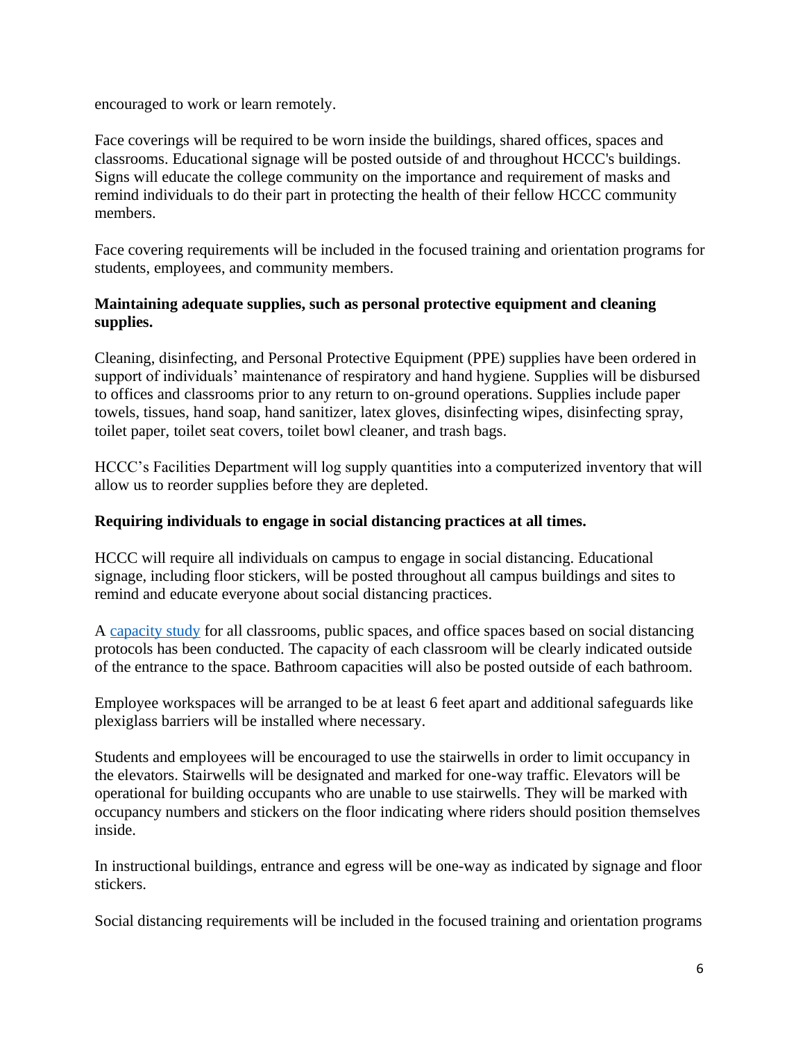encouraged to work or learn remotely.

Face coverings will be required to be worn inside the buildings, shared offices, spaces and classrooms. Educational signage will be posted outside of and throughout HCCC's buildings. Signs will educate the college community on the importance and requirement of masks and remind individuals to do their part in protecting the health of their fellow HCCC community members.

Face covering requirements will be included in the focused training and orientation programs for students, employees, and community members.

**Maintaining adequate supplies, such as personal protective equipment and cleaning supplies.**

Cleaning, disinfecting, and Personal Protective Equipment (PPE) supplies have been ordered in support of individuals' maintenance of respiratory and hand hygiene. Supplies will be disbursed to offices and classrooms prior to any return to on-ground operations. Supplies include paper towels, tissues, hand soap, hand sanitizer, latex gloves, disinfecting wipes, disinfecting spray, toilet paper, toilet seat covers, toilet bowl cleaner, and trash bags.

HCCC's Facilities Department will log supply quantities into a computerized inventory that will allow us to reorder supplies before they are depleted.

**Requiring individuals to engage in social distancing practices at all times.**

HCCC will require all individuals on campus to engage in social distancing. Educational signage, including floor stickers, will be posted throughout all campus buildings and sites to remind and educate everyone about social distancing practices.

A capacity study for all classrooms, public spaces, and office spaces based on social distancing protocols has been conducted. The capacity of each classroom will be clearly indicated outside of the entrance to the space. Bathroom capacities will also be posted outside of each bathroom.

Employee workspaces will be arranged to be at least 6 feet apart and additional safeguards like plexiglass barriers will be installed where necessary.

Students and employees will be encouraged to use the stairwells in order to limit occupancy in the elevators. Stairwells will be designated and marked for one-way traffic. Elevators will be operational for building occupants who are unable to use stairwells. They will be marked with occupancy numbers and stickers on the floor indicating where riders should position themselves inside.

In instructional buildings, entrance and egress will be one-way as indicated by signage and floor stickers.

Social distancing requirements will be included in the focused training and orientation programs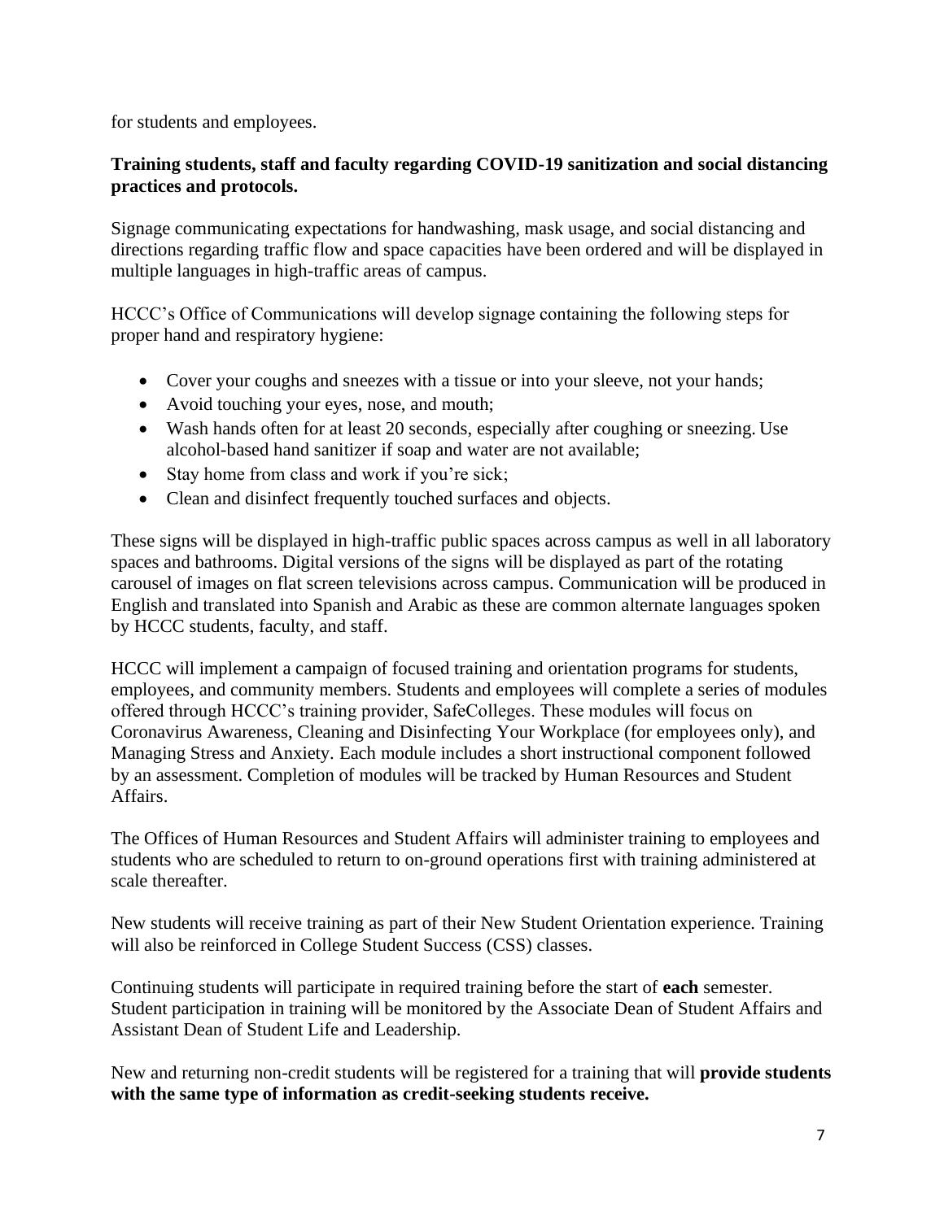for students and employees.

**Training students, staff and faculty regarding COVID-19 sanitization and social distancing practices and protocols.**

Signage communicating expectations for handwashing, mask usage, and social distancing and directions regarding traffic flow and space capacities have been ordered and will be displayed in multiple languages in high-traffic areas of campus.

HCCC's Office of Communications will develop signage containing the following steps for proper hand and respiratory hygiene:

- Cover your coughs and sneezes with a tissue or into your sleeve, not your hands;
- Avoid touching your eyes, nose, and mouth;
- Wash hands often for at least 20 seconds, especially after coughing or sneezing. Use alcohol-based hand sanitizer if soap and water are not available;
- Stay home from class and work if you're sick;
- Clean and disinfect frequently touched surfaces and objects.

These signs will be displayed in high-traffic public spaces across campus as well in all laboratory spaces and bathrooms. Digital versions of the signs will be displayed as part of the rotating carousel of images on flat screen televisions across campus. Communication will be produced in English and translated into Spanish and Arabic as these are common alternate languages spoken by HCCC students, faculty, and staff.

HCCC will implement a campaign of focused training and orientation programs for students, employees, and community members. Students and employees will complete a series of modules offered through HCCC's training provider, SafeColleges. These modules will focus on Coronavirus Awareness, Cleaning and Disinfecting Your Workplace (for employees only), and Managing Stress and Anxiety. Each module includes a short instructional component followed by an assessment. Completion of modules will be tracked by Human Resources and Student Affairs.

The Offices of Human Resources and Student Affairs will administer training to employees and students who are scheduled to return to on-ground operations first with training administered at scale thereafter.

New students will receive training as part of their New Student Orientation experience. Training will also be reinforced in College Student Success (CSS) classes.

Continuing students will participate in required training before the start of **each** semester. Student participation in training will be monitored by the Associate Dean of Student Affairs and Assistant Dean of Student Life and Leadership.

New and returning non-credit students will be registered for a training that will **provide students with the same type of information as credit-seeking students receive.**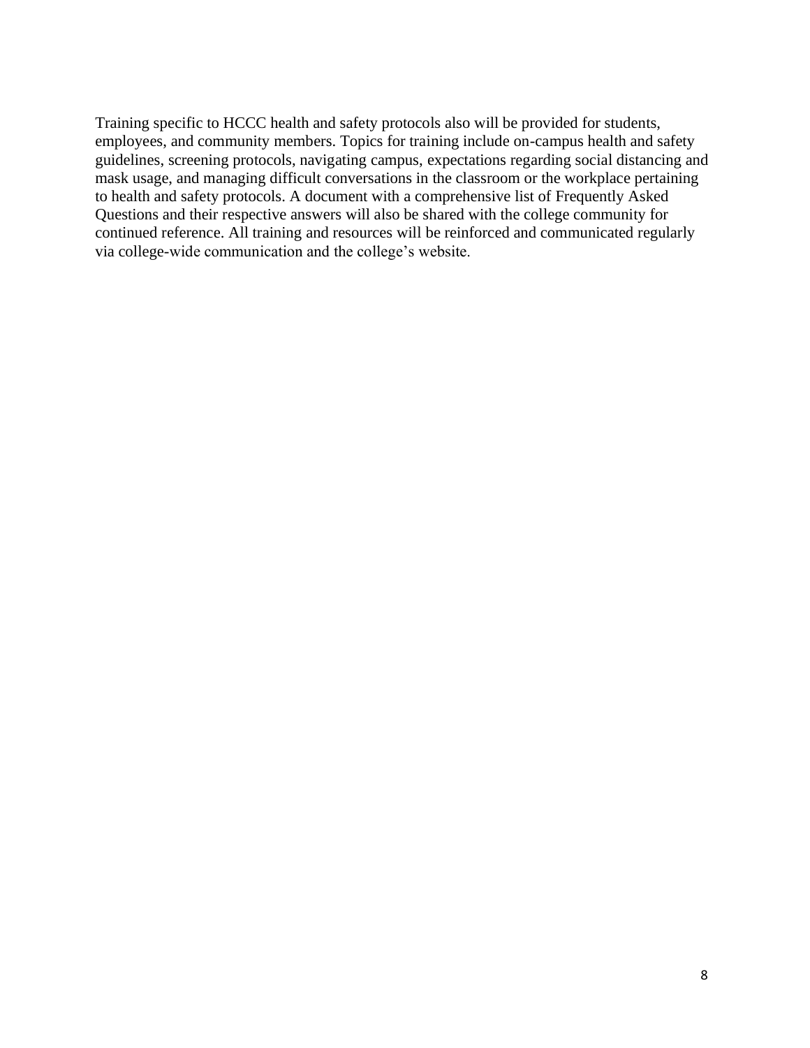Training specific to HCCC health and safety protocols also will be provided for students, employees, and community members. Topics for training include on-campus health and safety guidelines, screening protocols, navigating campus, expectations regarding social distancing and mask usage, and managing difficult conversations in the classroom or the workplace pertaining to health and safety protocols. A document with a comprehensive list of Frequently Asked Questions and their respective answers will also be shared with the college community for continued reference. All training and resources will be reinforced and communicated regularly via college-wide communication and the college's website.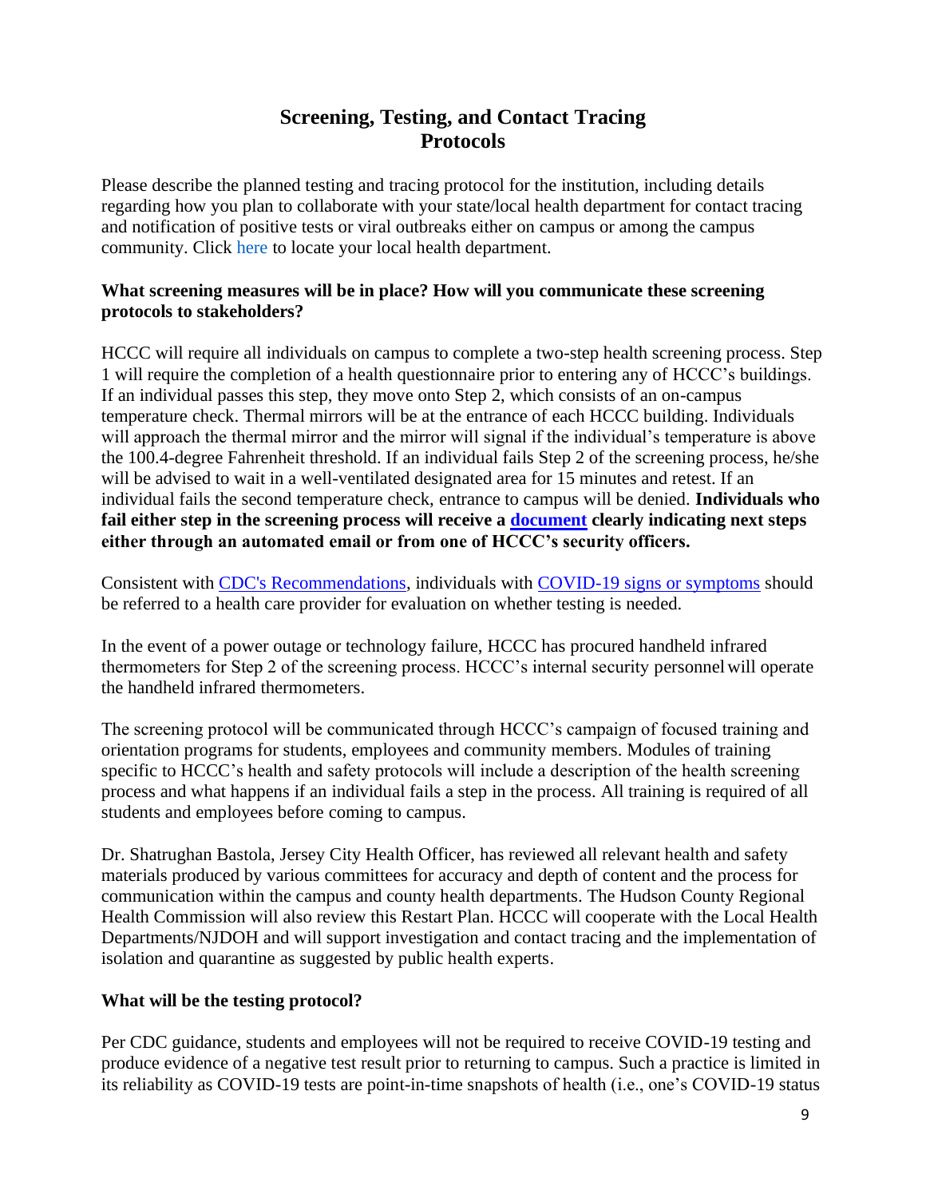# Screening, Testing, and Contact Tracing Protocols

Please describe the planned testing and tracing protocol for the institution, including details regarding how you plan to collaborate with your state/local health department for contact tracing and notification of positive tests or viral outbreaks either on campus or among the campus community. Click here to locate your local health department.

**What screening measures will be in place? How will you communicate these screening protocols to stakeholders?**

HCCC will require all individuals on campus to complete a two-step health screening process. Step 1 will require the completion of a health questionnaire prior to entering any of HCCC's buildings. If an individual passes this step, they move onto Step 2, which consists of an on-campus temperature check. Thermal mirrors will be at the entrance of each HCCC building. Individuals will approach the thermal mirror and the mirror will signal if the individual's temperature is above the 100.4-degree Fahrenheit threshold. If an individual fails Step 2 of the screening process, he/she will be advised to wait in a well-ventilated designated area for 15 minutes and retest. If an individual fails the second temperature check, entrance to campus will be denied. **Individuals who fail either step in the screening process will receive a document clearly indicating next steps either through an automated email or from one of HCCC's security officers.**

Consistent with CDC's Recommendations, individuals with COVID-19 signs or symptoms should be referred to a health care provider for evaluation on whether testing is needed.

In the event of a power outage or technology failure, HCCC has procured handheld infrared thermometers for Step 2 of the screening process. HCCC's internal security personnel will operate the handheld infrared thermometers.

The screening protocol will be communicated through HCCC's campaign of focused training and orientation programs for students, employees and community members. Modules of training specific to HCCC's health and safety protocols will include a description of the health screening process and what happens if an individual fails a step in the process. All training is required of all students and employees before coming to campus.

Dr. Shatrughan Bastola, Jersey City Health Officer, has reviewed all relevant health and safety materials produced by various committees for accuracy and depth of content and the process for communication within the campus and county health departments. The Hudson County Regional Health Commission will also review this Restart Plan. HCCC will cooperate with the Local Health Departments/NJDOH and will support investigation and contact tracing and the implementation of isolation and quarantine as suggested by public health experts.

**What will be the testing protocol?**

Per CDC guidance, students and employees will not be required to receive COVID-19 testing and produce evidence of a negative test result prior to returning to campus. Such a practice is limited in its reliability as COVID-19 tests are point-in-time snapshots of health (i.e., one's COVID-19 status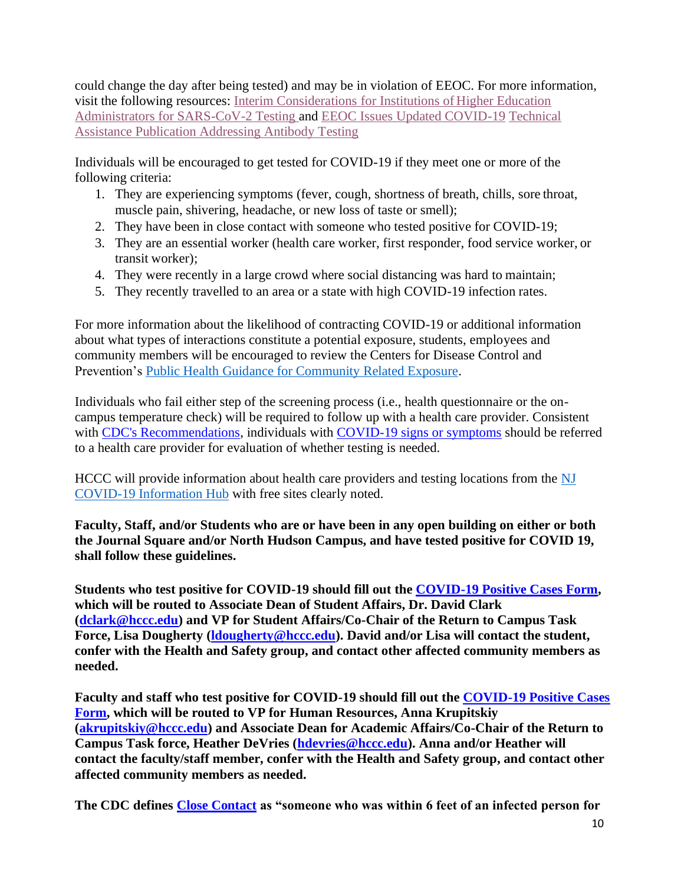could change the day after being tested) and may be in violation of EEOC. For more information, visit the following resources: [Interim Considerations for Institutions of Higher Education Administrators for SARS-CoV-2 Testing]() and [EEOC Issues Updated COVID-19 Technical Assistance Publication Addressing Antibody Testing]()

Individuals will be encouraged to get tested for COVID-19 if they meet one or more of the following criteria:

1. They are experiencing symptoms (fever, cough, shortness of breath, chills, sore throat, muscle pain, shivering, headache, or new loss of taste or smell);
2. They have been in close contact with someone who tested positive for COVID-19;
3. They are an essential worker (health care worker, first responder, food service worker, or transit worker);
4. They were recently in a large crowd where social distancing was hard to maintain;
5. They recently travelled to an area or a state with high COVID-19 infection rates.

For more information about the likelihood of contracting COVID-19 or additional information about what types of interactions constitute a potential exposure, students, employees and community members will be encouraged to review the Centers for Disease Control and Prevention's [Public Health Guidance for Community Related Exposure]().

Individuals who fail either step of the screening process (i.e., health questionnaire or the on-campus temperature check) will be required to follow up with a health care provider. Consistent with [CDC's Recommendations](), individuals with [COVID-19 signs or symptoms]() should be referred to a health care provider for evaluation of whether testing is needed.

HCCC will provide information about health care providers and testing locations from the [NJ COVID-19 Information Hub]() with free sites clearly noted.

**Faculty, Staff, and/or Students who are or have been in any open building on either or both the Journal Square and/or North Hudson Campus, and have tested positive for COVID 19, shall follow these guidelines.**

**Students who test positive for COVID-19 should fill out the [COVID-19 Positive Cases Form](), which will be routed to Associate Dean of Student Affairs, Dr. David Clark ([dclark@hccc.edu]()) and VP for Student Affairs/Co-Chair of the Return to Campus Task Force, Lisa Dougherty ([ldougherty@hccc.edu]()). David and/or Lisa will contact the student, confer with the Health and Safety group, and contact other affected community members as needed.**

**Faculty and staff who test positive for COVID-19 should fill out the [COVID-19 Positive Cases Form](), which will be routed to VP for Human Resources, Anna Krupitskiy ([akrupitskiy@hccc.edu]()) and Associate Dean for Academic Affairs/Co-Chair of the Return to Campus Task force, Heather DeVries ([hdevries@hccc.edu]()). Anna and/or Heather will contact the faculty/staff member, confer with the Health and Safety group, and contact other affected community members as needed.**

**The CDC defines [Close Contact]() as "someone who was within 6 feet of an infected person for**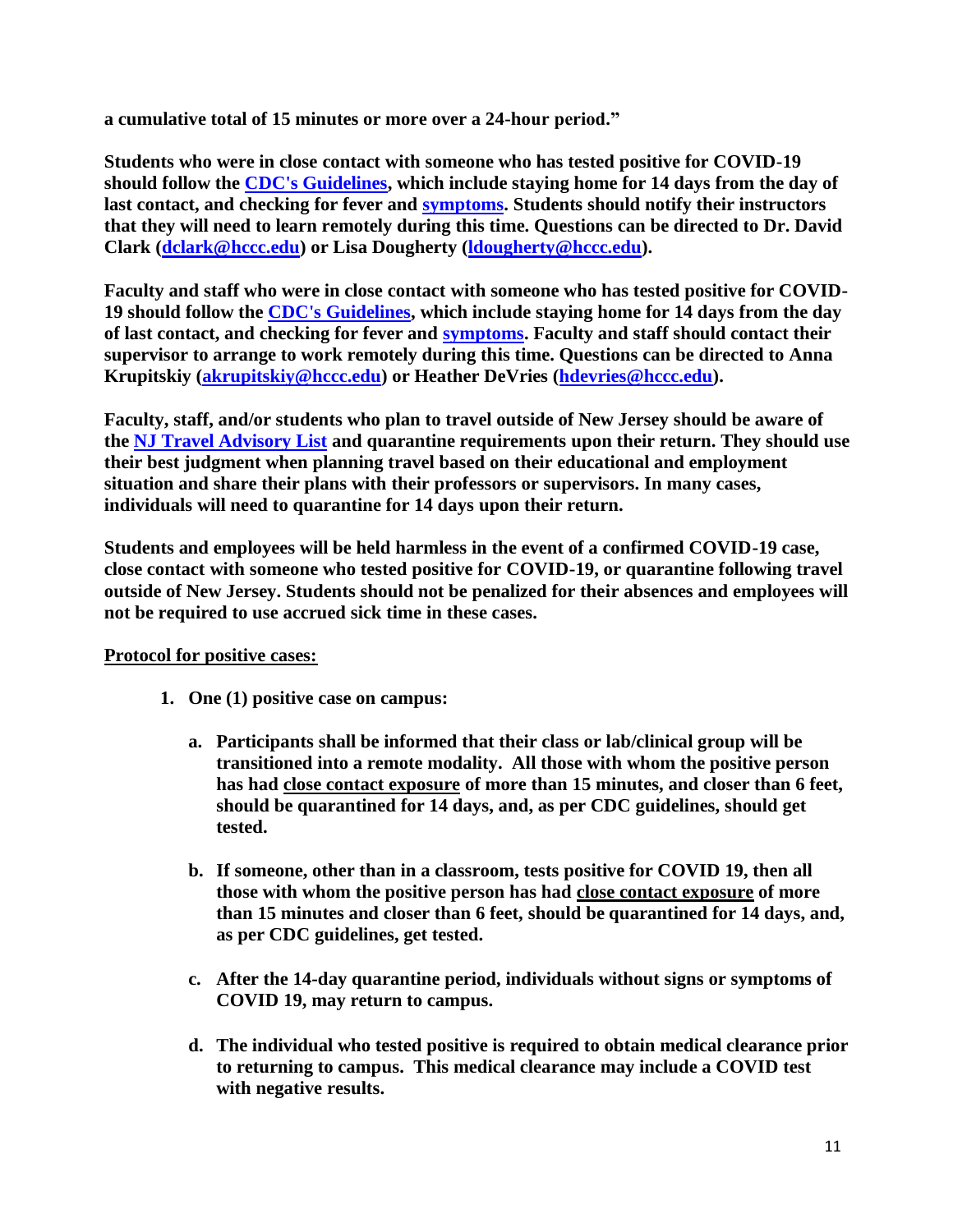**a cumulative total of 15 minutes or more over a 24-hour period."**

**Students who were in close contact with someone who has tested positive for COVID-19 should follow the [CDC's Guidelines](), which include staying home for 14 days from the day of last contact, and checking for fever and [symptoms](). Students should notify their instructors that they will need to learn remotely during this time. Questions can be directed to Dr. David Clark ([dclark@hccc.edu]()) or Lisa Dougherty ([ldougherty@hccc.edu]()).**

**Faculty and staff who were in close contact with someone who has tested positive for COVID-19 should follow the [CDC's Guidelines](), which include staying home for 14 days from the day of last contact, and checking for fever and [symptoms](). Faculty and staff should contact their supervisor to arrange to work remotely during this time. Questions can be directed to Anna Krupitskiy ([akrupitskiy@hccc.edu]()) or Heather DeVries ([hdevries@hccc.edu]()).**

**Faculty, staff, and/or students who plan to travel outside of New Jersey should be aware of the [NJ Travel Advisory List]() and quarantine requirements upon their return. They should use their best judgment when planning travel based on their educational and employment situation and share their plans with their professors or supervisors. In many cases, individuals will need to quarantine for 14 days upon their return.**

**Students and employees will be held harmless in the event of a confirmed COVID-19 case, close contact with someone who tested positive for COVID-19, or quarantine following travel outside of New Jersey. Students should not be penalized for their absences and employees will not be required to use accrued sick time in these cases.**

**<u>Protocol for positive cases:</u>**

1. **One (1) positive case on campus:**

   a. **Participants shall be informed that their class or lab/clinical group will be transitioned into a remote modality. All those with whom the positive person has had <u>close contact exposure</u> of more than 15 minutes, and closer than 6 feet, should be quarantined for 14 days, and, as per CDC guidelines, should get tested.**

   b. **If someone, other than in a classroom, tests positive for COVID 19, then all those with whom the positive person has had <u>close contact exposure</u> of more than 15 minutes and closer than 6 feet, should be quarantined for 14 days, and, as per CDC guidelines, get tested.**

   c. **After the 14-day quarantine period, individuals without signs or symptoms of COVID 19, may return to campus.**

   d. **The individual who tested positive is required to obtain medical clearance prior to returning to campus. This medical clearance may include a COVID test with negative results.**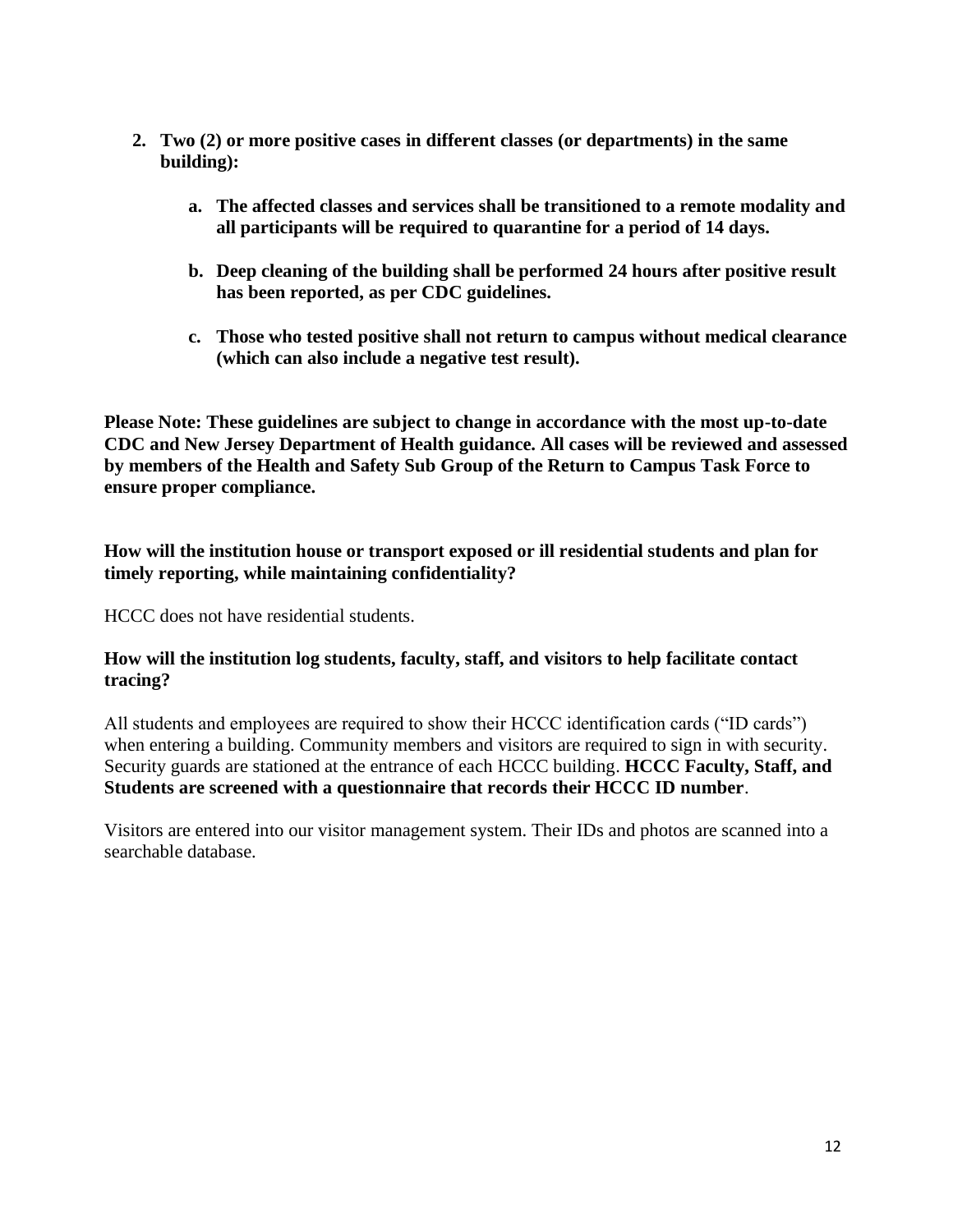2. **Two (2) or more positive cases in different classes (or departments) in the same building):**

    a. **The affected classes and services shall be transitioned to a remote modality and all participants will be required to quarantine for a period of 14 days.**

    b. **Deep cleaning of the building shall be performed 24 hours after positive result has been reported, as per CDC guidelines.**

    c. **Those who tested positive shall not return to campus without medical clearance (which can also include a negative test result).**

**Please Note: These guidelines are subject to change in accordance with the most up-to-date CDC and New Jersey Department of Health guidance. All cases will be reviewed and assessed by members of the Health and Safety Sub Group of the Return to Campus Task Force to ensure proper compliance.**

**How will the institution house or transport exposed or ill residential students and plan for timely reporting, while maintaining confidentiality?**

HCCC does not have residential students.

**How will the institution log students, faculty, staff, and visitors to help facilitate contact tracing?**

All students and employees are required to show their HCCC identification cards ("ID cards") when entering a building. Community members and visitors are required to sign in with security. Security guards are stationed at the entrance of each HCCC building. **HCCC Faculty, Staff, and Students are screened with a questionnaire that records their HCCC ID number**.

Visitors are entered into our visitor management system. Their IDs and photos are scanned into a searchable database.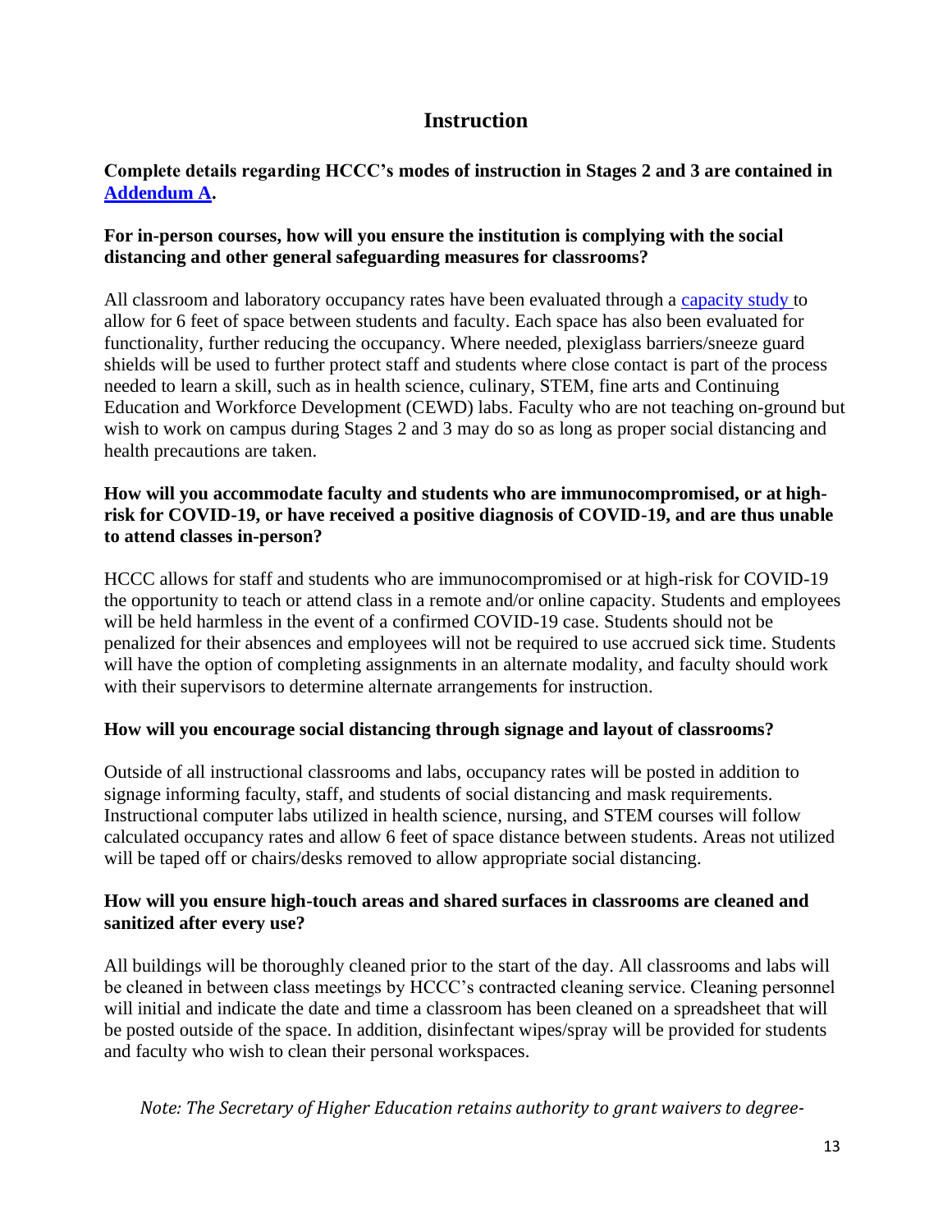## Instruction

**Complete details regarding HCCC's modes of instruction in Stages 2 and 3 are contained in [Addendum A](Addendum A).**

**For in-person courses, how will you ensure the institution is complying with the social distancing and other general safeguarding measures for classrooms?**

All classroom and laboratory occupancy rates have been evaluated through a [capacity study](capacity study) to allow for 6 feet of space between students and faculty. Each space has also been evaluated for functionality, further reducing the occupancy. Where needed, plexiglass barriers/sneeze guard shields will be used to further protect staff and students where close contact is part of the process needed to learn a skill, such as in health science, culinary, STEM, fine arts and Continuing Education and Workforce Development (CEWD) labs. Faculty who are not teaching on-ground but wish to work on campus during Stages 2 and 3 may do so as long as proper social distancing and health precautions are taken.

**How will you accommodate faculty and students who are immunocompromised, or at high-risk for COVID-19, or have received a positive diagnosis of COVID-19, and are thus unable to attend classes in-person?**

HCCC allows for staff and students who are immunocompromised or at high-risk for COVID-19 the opportunity to teach or attend class in a remote and/or online capacity. Students and employees will be held harmless in the event of a confirmed COVID-19 case. Students should not be penalized for their absences and employees will not be required to use accrued sick time. Students will have the option of completing assignments in an alternate modality, and faculty should work with their supervisors to determine alternate arrangements for instruction.

**How will you encourage social distancing through signage and layout of classrooms?**

Outside of all instructional classrooms and labs, occupancy rates will be posted in addition to signage informing faculty, staff, and students of social distancing and mask requirements. Instructional computer labs utilized in health science, nursing, and STEM courses will follow calculated occupancy rates and allow 6 feet of space distance between students. Areas not utilized will be taped off or chairs/desks removed to allow appropriate social distancing.

**How will you ensure high-touch areas and shared surfaces in classrooms are cleaned and sanitized after every use?**

All buildings will be thoroughly cleaned prior to the start of the day. All classrooms and labs will be cleaned in between class meetings by HCCC's contracted cleaning service. Cleaning personnel will initial and indicate the date and time a classroom has been cleaned on a spreadsheet that will be posted outside of the space. In addition, disinfectant wipes/spray will be provided for students and faculty who wish to clean their personal workspaces.

*Note: The Secretary of Higher Education retains authority to grant waivers to degree-*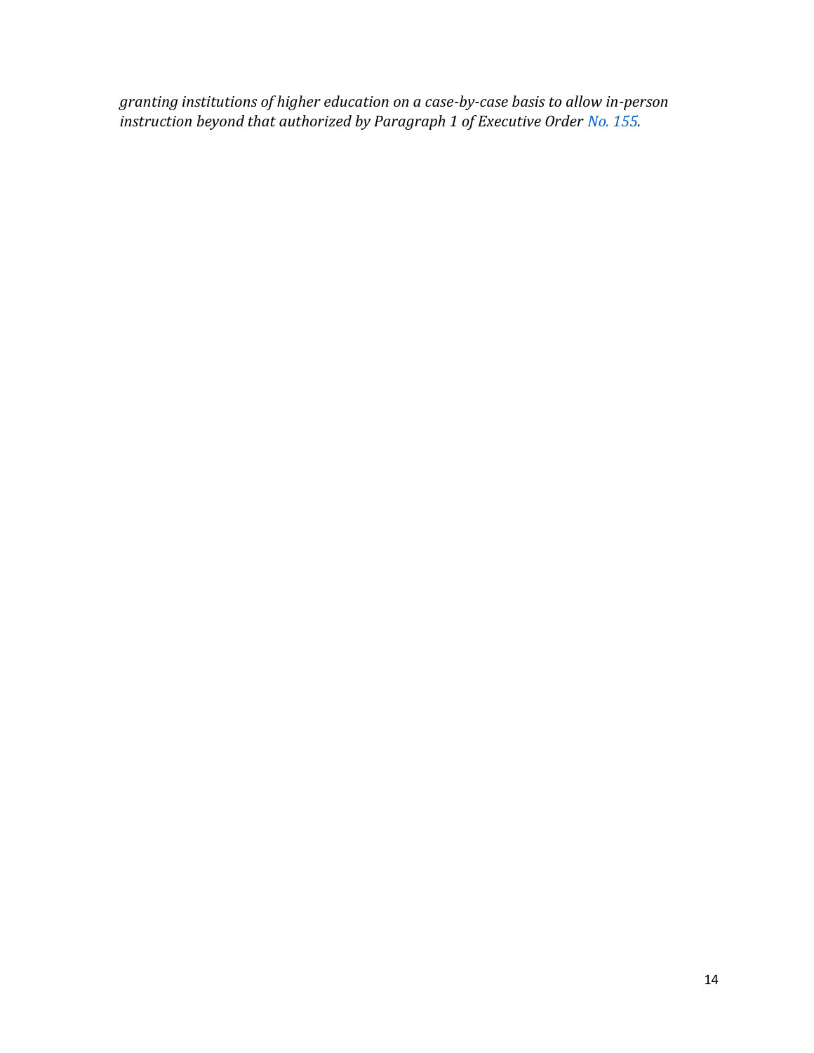*granting institutions of higher education on a case-by-case basis to allow in-person instruction beyond that authorized by Paragraph 1 of Executive Order No. 155.*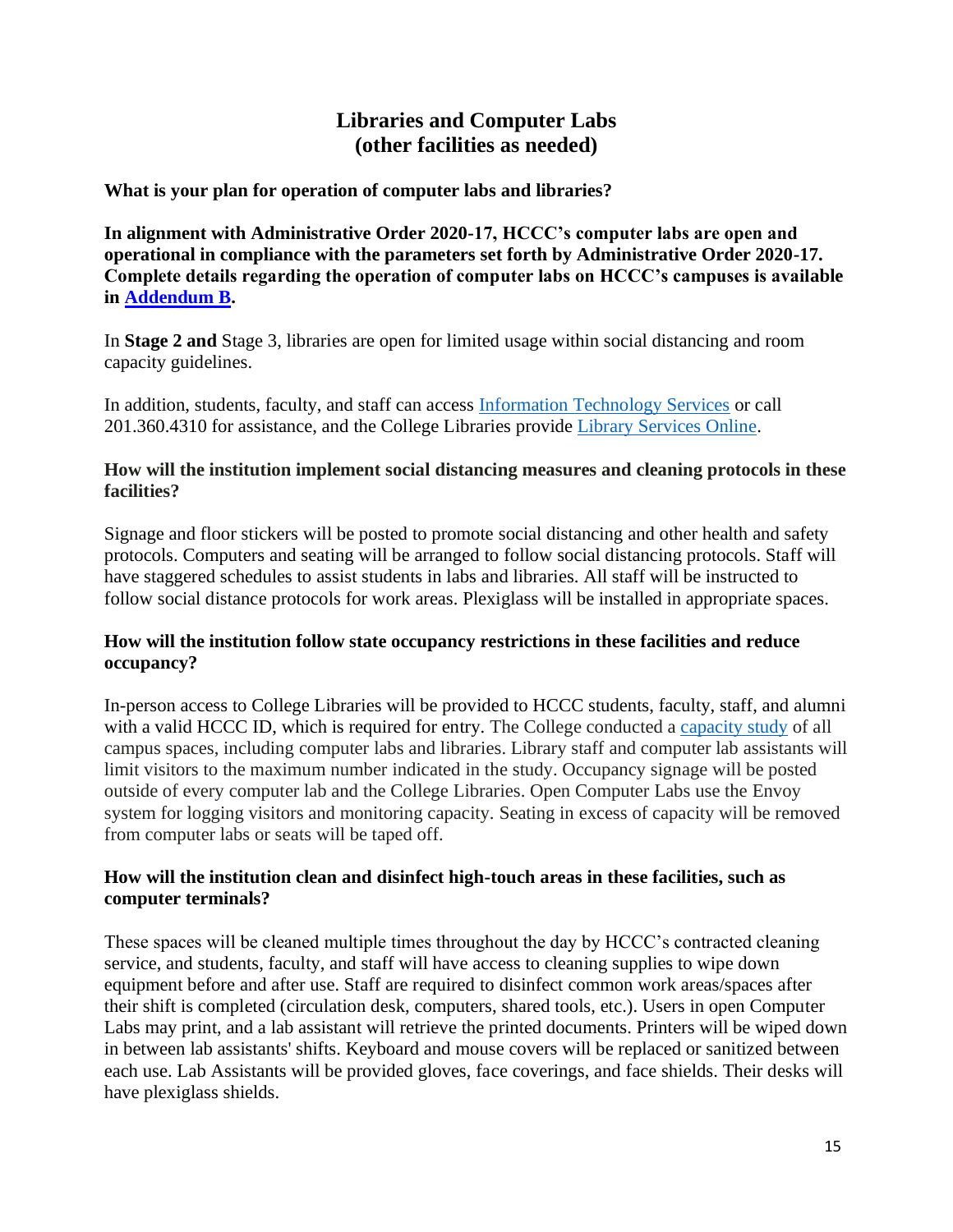## Libraries and Computer Labs
## (other facilities as needed)

**What is your plan for operation of computer labs and libraries?**

**In alignment with Administrative Order 2020-17, HCCC's computer labs are open and operational in compliance with the parameters set forth by Administrative Order 2020-17. Complete details regarding the operation of computer labs on HCCC's campuses is available in Addendum B.**

In **Stage 2 and** Stage 3, libraries are open for limited usage within social distancing and room capacity guidelines.

In addition, students, faculty, and staff can access Information Technology Services or call 201.360.4310 for assistance, and the College Libraries provide Library Services Online.

**How will the institution implement social distancing measures and cleaning protocols in these facilities?**

Signage and floor stickers will be posted to promote social distancing and other health and safety protocols. Computers and seating will be arranged to follow social distancing protocols. Staff will have staggered schedules to assist students in labs and libraries. All staff will be instructed to follow social distance protocols for work areas. Plexiglass will be installed in appropriate spaces.

**How will the institution follow state occupancy restrictions in these facilities and reduce occupancy?**

In-person access to College Libraries will be provided to HCCC students, faculty, staff, and alumni with a valid HCCC ID, which is required for entry. The College conducted a capacity study of all campus spaces, including computer labs and libraries. Library staff and computer lab assistants will limit visitors to the maximum number indicated in the study. Occupancy signage will be posted outside of every computer lab and the College Libraries. Open Computer Labs use the Envoy system for logging visitors and monitoring capacity. Seating in excess of capacity will be removed from computer labs or seats will be taped off.

**How will the institution clean and disinfect high-touch areas in these facilities, such as computer terminals?**

These spaces will be cleaned multiple times throughout the day by HCCC's contracted cleaning service, and students, faculty, and staff will have access to cleaning supplies to wipe down equipment before and after use. Staff are required to disinfect common work areas/spaces after their shift is completed (circulation desk, computers, shared tools, etc.). Users in open Computer Labs may print, and a lab assistant will retrieve the printed documents. Printers will be wiped down in between lab assistants' shifts. Keyboard and mouse covers will be replaced or sanitized between each use. Lab Assistants will be provided gloves, face coverings, and face shields. Their desks will have plexiglass shields.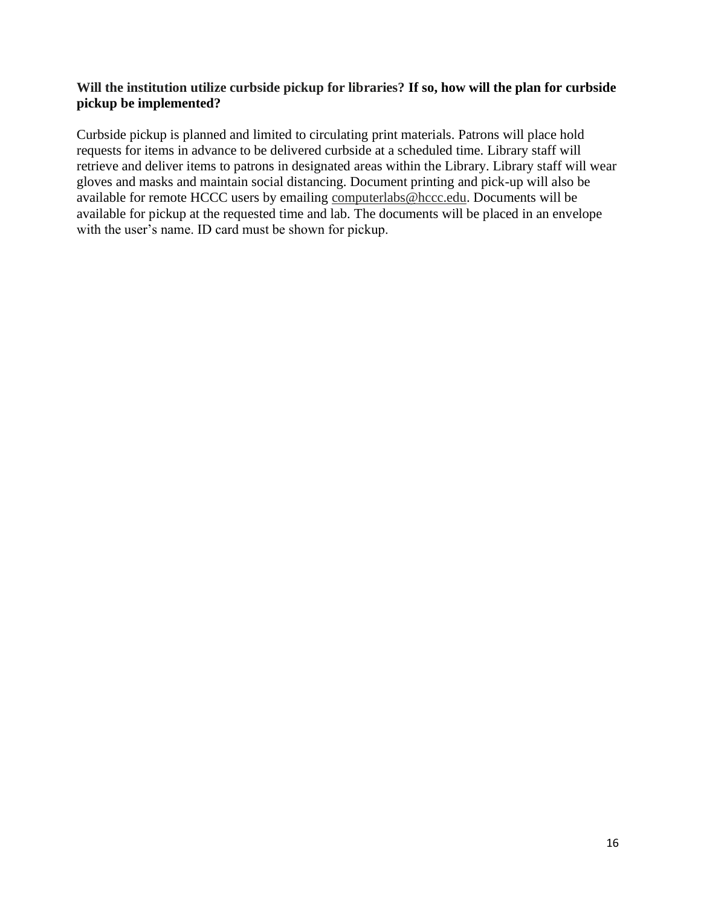**Will the institution utilize curbside pickup for libraries? If so, how will the plan for curbside pickup be implemented?**

Curbside pickup is planned and limited to circulating print materials. Patrons will place hold requests for items in advance to be delivered curbside at a scheduled time. Library staff will retrieve and deliver items to patrons in designated areas within the Library. Library staff will wear gloves and masks and maintain social distancing. Document printing and pick-up will also be available for remote HCCC users by emailing computerlabs@hccc.edu. Documents will be available for pickup at the requested time and lab. The documents will be placed in an envelope with the user's name. ID card must be shown for pickup.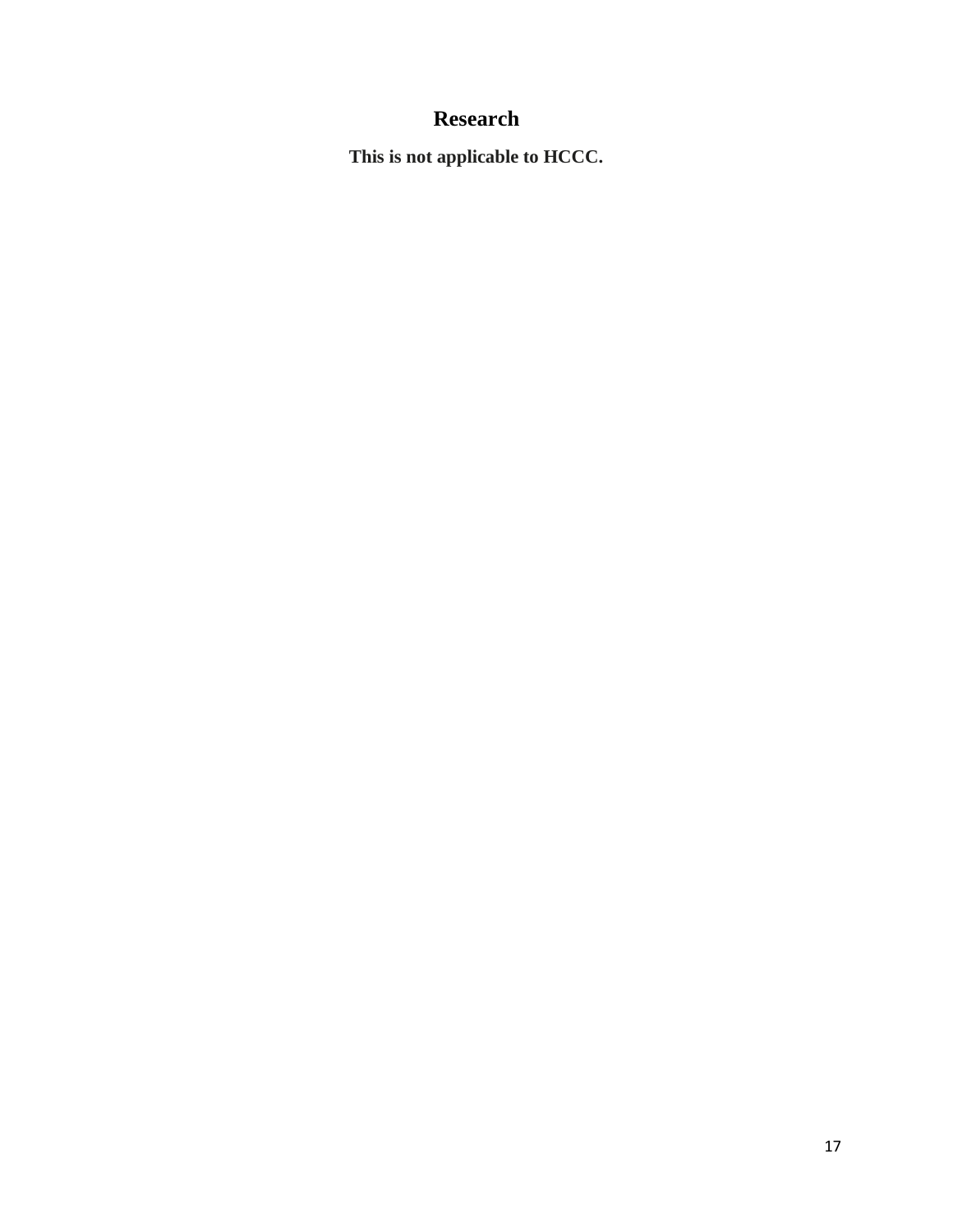# Research

**This is not applicable to HCCC.**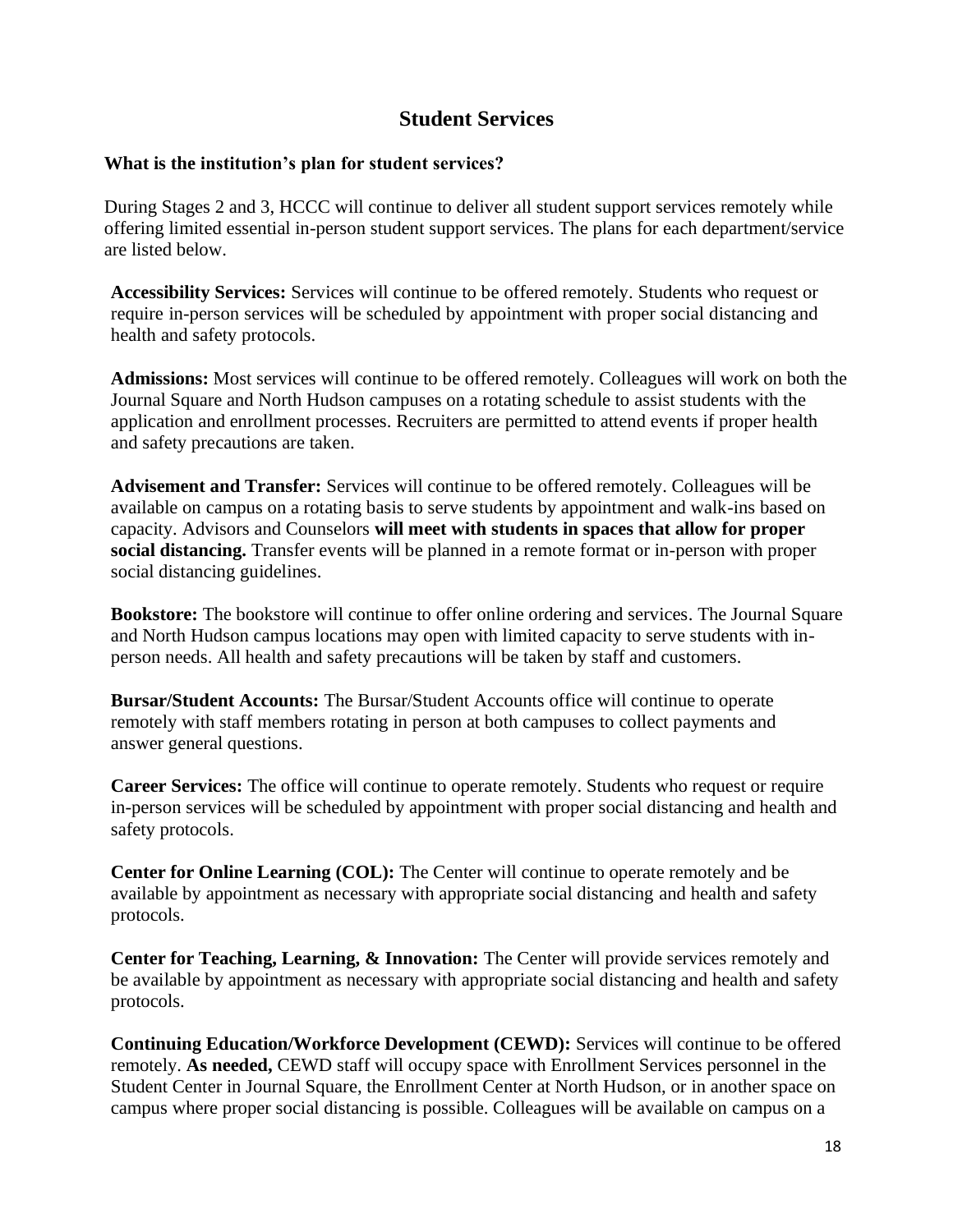## Student Services

**What is the institution's plan for student services?**

During Stages 2 and 3, HCCC will continue to deliver all student support services remotely while offering limited essential in-person student support services. The plans for each department/service are listed below.

**Accessibility Services:** Services will continue to be offered remotely. Students who request or require in-person services will be scheduled by appointment with proper social distancing and health and safety protocols.

**Admissions:** Most services will continue to be offered remotely. Colleagues will work on both the Journal Square and North Hudson campuses on a rotating schedule to assist students with the application and enrollment processes. Recruiters are permitted to attend events if proper health and safety precautions are taken.

**Advisement and Transfer:** Services will continue to be offered remotely. Colleagues will be available on campus on a rotating basis to serve students by appointment and walk-ins based on capacity. Advisors and Counselors **will meet with students in spaces that allow for proper social distancing.** Transfer events will be planned in a remote format or in-person with proper social distancing guidelines.

**Bookstore:** The bookstore will continue to offer online ordering and services. The Journal Square and North Hudson campus locations may open with limited capacity to serve students with in-person needs. All health and safety precautions will be taken by staff and customers.

**Bursar/Student Accounts:** The Bursar/Student Accounts office will continue to operate remotely with staff members rotating in person at both campuses to collect payments and answer general questions.

**Career Services:** The office will continue to operate remotely. Students who request or require in-person services will be scheduled by appointment with proper social distancing and health and safety protocols.

**Center for Online Learning (COL):** The Center will continue to operate remotely and be available by appointment as necessary with appropriate social distancing and health and safety protocols.

**Center for Teaching, Learning, & Innovation:** The Center will provide services remotely and be available by appointment as necessary with appropriate social distancing and health and safety protocols.

**Continuing Education/Workforce Development (CEWD):** Services will continue to be offered remotely. **As needed,** CEWD staff will occupy space with Enrollment Services personnel in the Student Center in Journal Square, the Enrollment Center at North Hudson, or in another space on campus where proper social distancing is possible. Colleagues will be available on campus on a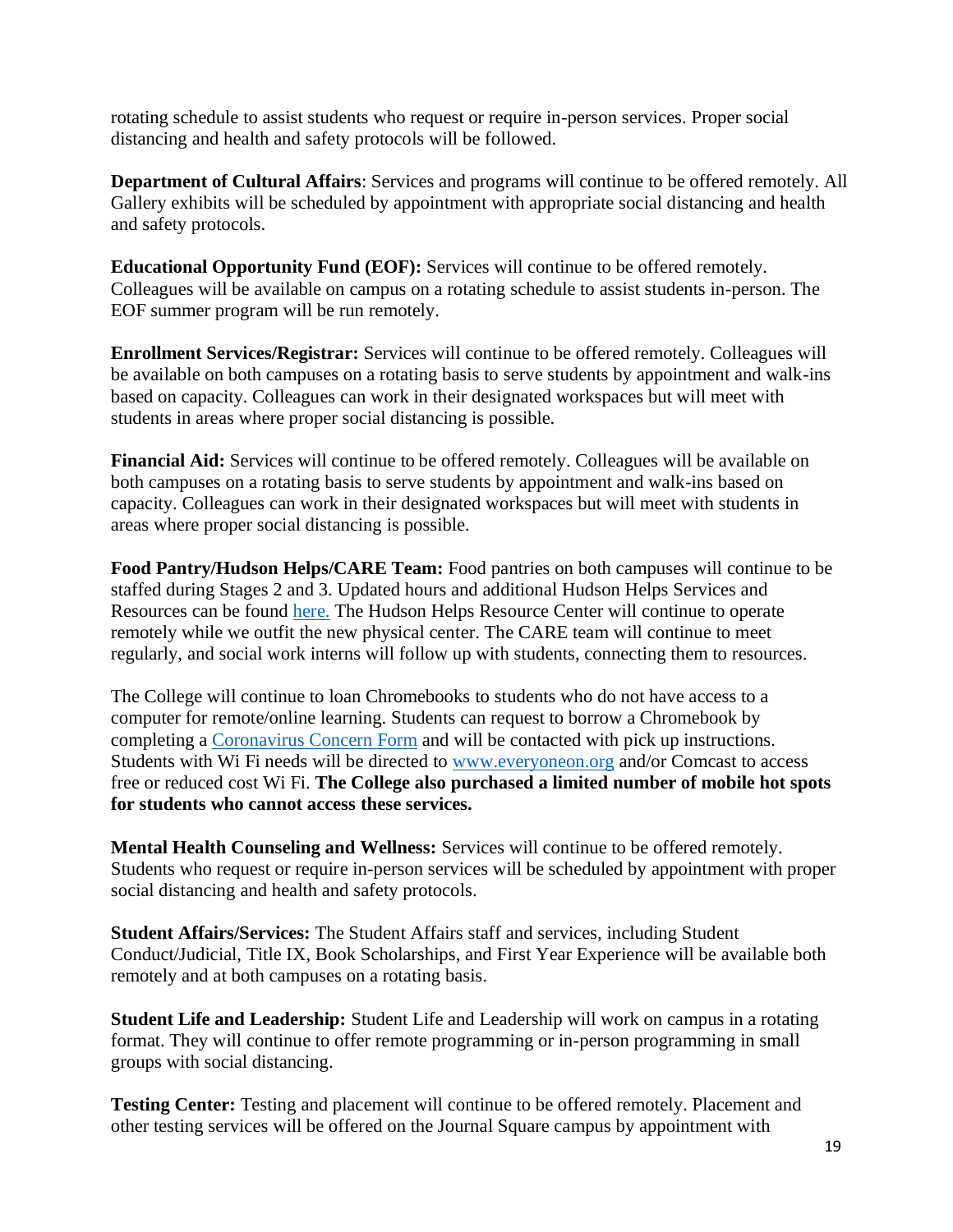rotating schedule to assist students who request or require in-person services. Proper social distancing and health and safety protocols will be followed.

**Department of Cultural Affairs**: Services and programs will continue to be offered remotely. All Gallery exhibits will be scheduled by appointment with appropriate social distancing and health and safety protocols.

**Educational Opportunity Fund (EOF):** Services will continue to be offered remotely. Colleagues will be available on campus on a rotating schedule to assist students in-person. The EOF summer program will be run remotely.

**Enrollment Services/Registrar:** Services will continue to be offered remotely. Colleagues will be available on both campuses on a rotating basis to serve students by appointment and walk-ins based on capacity. Colleagues can work in their designated workspaces but will meet with students in areas where proper social distancing is possible.

**Financial Aid:** Services will continue to be offered remotely. Colleagues will be available on both campuses on a rotating basis to serve students by appointment and walk-ins based on capacity. Colleagues can work in their designated workspaces but will meet with students in areas where proper social distancing is possible.

**Food Pantry/Hudson Helps/CARE Team:** Food pantries on both campuses will continue to be staffed during Stages 2 and 3. Updated hours and additional Hudson Helps Services and Resources can be found here. The Hudson Helps Resource Center will continue to operate remotely while we outfit the new physical center. The CARE team will continue to meet regularly, and social work interns will follow up with students, connecting them to resources.

The College will continue to loan Chromebooks to students who do not have access to a computer for remote/online learning. Students can request to borrow a Chromebook by completing a Coronavirus Concern Form and will be contacted with pick up instructions. Students with Wi Fi needs will be directed to www.everyoneon.org and/or Comcast to access free or reduced cost Wi Fi. **The College also purchased a limited number of mobile hot spots for students who cannot access these services.**

**Mental Health Counseling and Wellness:** Services will continue to be offered remotely. Students who request or require in-person services will be scheduled by appointment with proper social distancing and health and safety protocols.

**Student Affairs/Services:** The Student Affairs staff and services, including Student Conduct/Judicial, Title IX, Book Scholarships, and First Year Experience will be available both remotely and at both campuses on a rotating basis.

**Student Life and Leadership:** Student Life and Leadership will work on campus in a rotating format. They will continue to offer remote programming or in-person programming in small groups with social distancing.

**Testing Center:** Testing and placement will continue to be offered remotely. Placement and other testing services will be offered on the Journal Square campus by appointment with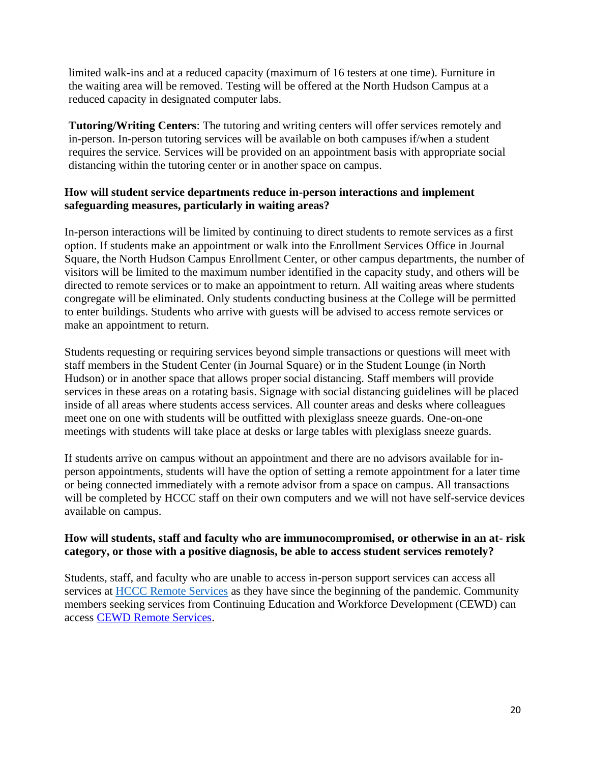limited walk-ins and at a reduced capacity (maximum of 16 testers at one time). Furniture in the waiting area will be removed. Testing will be offered at the North Hudson Campus at a reduced capacity in designated computer labs.

**Tutoring/Writing Centers**: The tutoring and writing centers will offer services remotely and in-person. In-person tutoring services will be available on both campuses if/when a student requires the service. Services will be provided on an appointment basis with appropriate social distancing within the tutoring center or in another space on campus.

**How will student service departments reduce in-person interactions and implement safeguarding measures, particularly in waiting areas?**

In-person interactions will be limited by continuing to direct students to remote services as a first option. If students make an appointment or walk into the Enrollment Services Office in Journal Square, the North Hudson Campus Enrollment Center, or other campus departments, the number of visitors will be limited to the maximum number identified in the capacity study, and others will be directed to remote services or to make an appointment to return. All waiting areas where students congregate will be eliminated. Only students conducting business at the College will be permitted to enter buildings. Students who arrive with guests will be advised to access remote services or make an appointment to return.

Students requesting or requiring services beyond simple transactions or questions will meet with staff members in the Student Center (in Journal Square) or in the Student Lounge (in North Hudson) or in another space that allows proper social distancing. Staff members will provide services in these areas on a rotating basis. Signage with social distancing guidelines will be placed inside of all areas where students access services. All counter areas and desks where colleagues meet one on one with students will be outfitted with plexiglass sneeze guards. One-on-one meetings with students will take place at desks or large tables with plexiglass sneeze guards.

If students arrive on campus without an appointment and there are no advisors available for in-person appointments, students will have the option of setting a remote appointment for a later time or being connected immediately with a remote advisor from a space on campus. All transactions will be completed by HCCC staff on their own computers and we will not have self-service devices available on campus.

**How will students, staff and faculty who are immunocompromised, or otherwise in an at- risk category, or those with a positive diagnosis, be able to access student services remotely?**

Students, staff, and faculty who are unable to access in-person support services can access all services at [HCCC Remote Services] as they have since the beginning of the pandemic. Community members seeking services from Continuing Education and Workforce Development (CEWD) can access [CEWD Remote Services].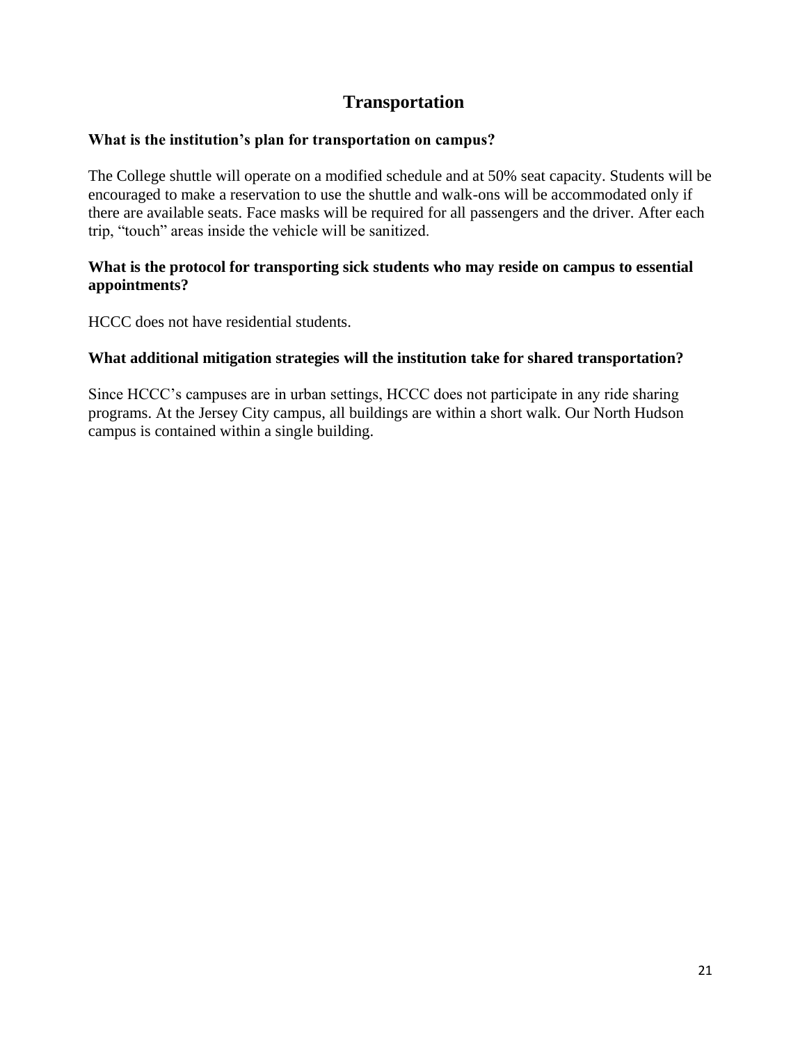# Transportation

**What is the institution's plan for transportation on campus?**

The College shuttle will operate on a modified schedule and at 50% seat capacity. Students will be encouraged to make a reservation to use the shuttle and walk-ons will be accommodated only if there are available seats. Face masks will be required for all passengers and the driver. After each trip, "touch" areas inside the vehicle will be sanitized.

**What is the protocol for transporting sick students who may reside on campus to essential appointments?**

HCCC does not have residential students.

**What additional mitigation strategies will the institution take for shared transportation?**

Since HCCC's campuses are in urban settings, HCCC does not participate in any ride sharing programs. At the Jersey City campus, all buildings are within a short walk. Our North Hudson campus is contained within a single building.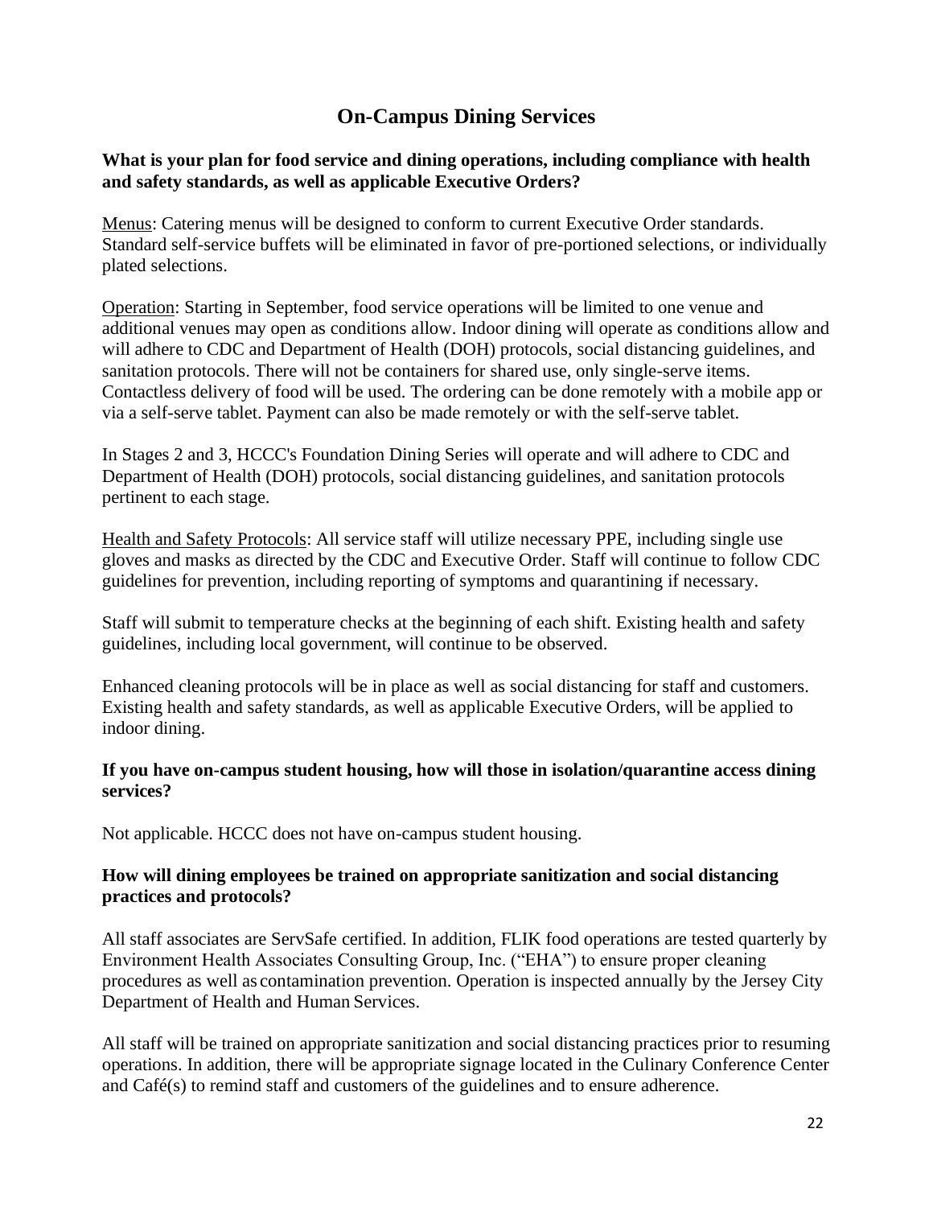# On-Campus Dining Services

**What is your plan for food service and dining operations, including compliance with health and safety standards, as well as applicable Executive Orders?**

Menus: Catering menus will be designed to conform to current Executive Order standards. Standard self-service buffets will be eliminated in favor of pre-portioned selections, or individually plated selections.

Operation: Starting in September, food service operations will be limited to one venue and additional venues may open as conditions allow. Indoor dining will operate as conditions allow and will adhere to CDC and Department of Health (DOH) protocols, social distancing guidelines, and sanitation protocols. There will not be containers for shared use, only single-serve items. Contactless delivery of food will be used. The ordering can be done remotely with a mobile app or via a self-serve tablet. Payment can also be made remotely or with the self-serve tablet.

In Stages 2 and 3, HCCC's Foundation Dining Series will operate and will adhere to CDC and Department of Health (DOH) protocols, social distancing guidelines, and sanitation protocols pertinent to each stage.

Health and Safety Protocols: All service staff will utilize necessary PPE, including single use gloves and masks as directed by the CDC and Executive Order. Staff will continue to follow CDC guidelines for prevention, including reporting of symptoms and quarantining if necessary.

Staff will submit to temperature checks at the beginning of each shift. Existing health and safety guidelines, including local government, will continue to be observed.

Enhanced cleaning protocols will be in place as well as social distancing for staff and customers. Existing health and safety standards, as well as applicable Executive Orders, will be applied to indoor dining.

**If you have on-campus student housing, how will those in isolation/quarantine access dining services?**

Not applicable. HCCC does not have on-campus student housing.

**How will dining employees be trained on appropriate sanitization and social distancing practices and protocols?**

All staff associates are ServSafe certified. In addition, FLIK food operations are tested quarterly by Environment Health Associates Consulting Group, Inc. ("EHA") to ensure proper cleaning procedures as well as contamination prevention. Operation is inspected annually by the Jersey City Department of Health and Human Services.

All staff will be trained on appropriate sanitization and social distancing practices prior to resuming operations. In addition, there will be appropriate signage located in the Culinary Conference Center and Café(s) to remind staff and customers of the guidelines and to ensure adherence.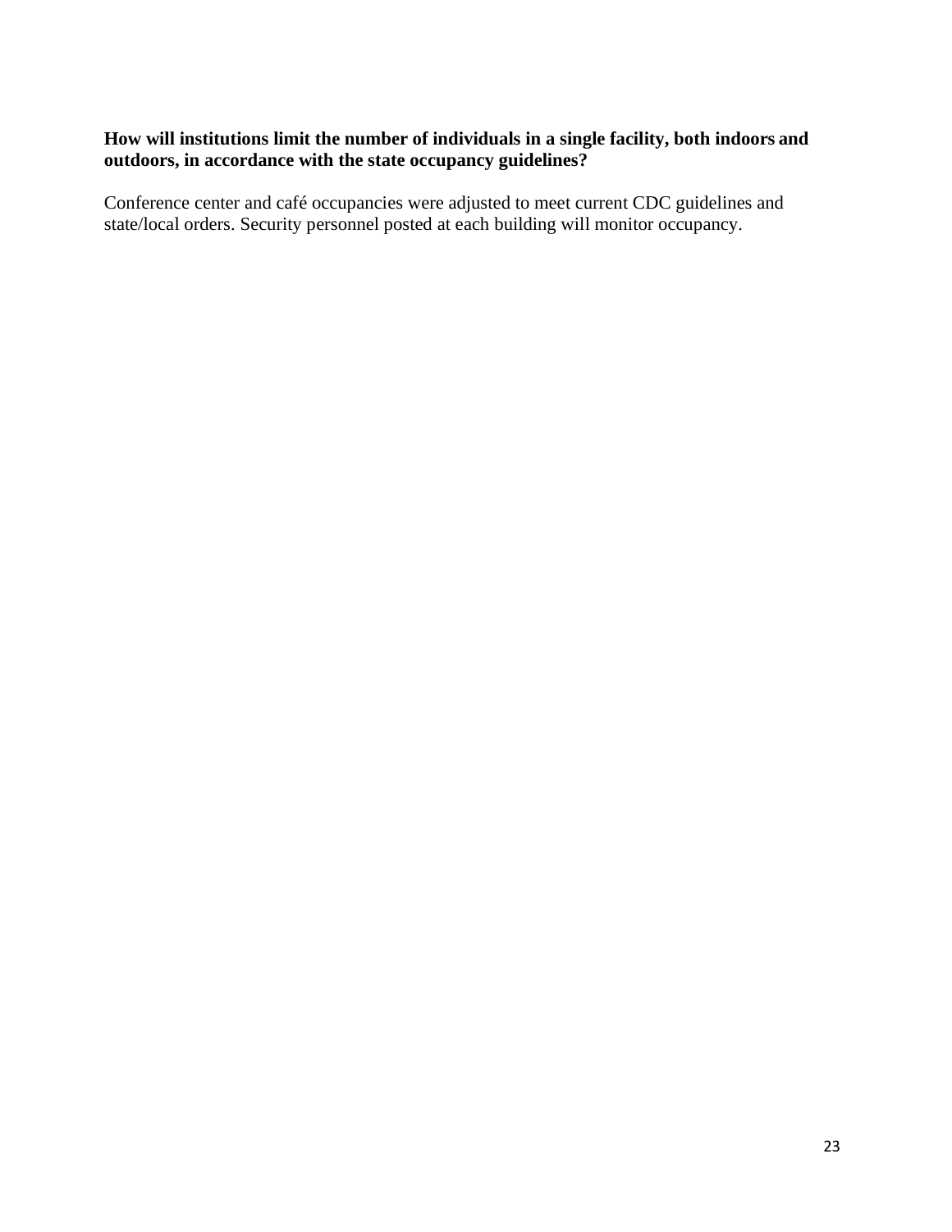**How will institutions limit the number of individuals in a single facility, both indoors and outdoors, in accordance with the state occupancy guidelines?**

Conference center and café occupancies were adjusted to meet current CDC guidelines and state/local orders. Security personnel posted at each building will monitor occupancy.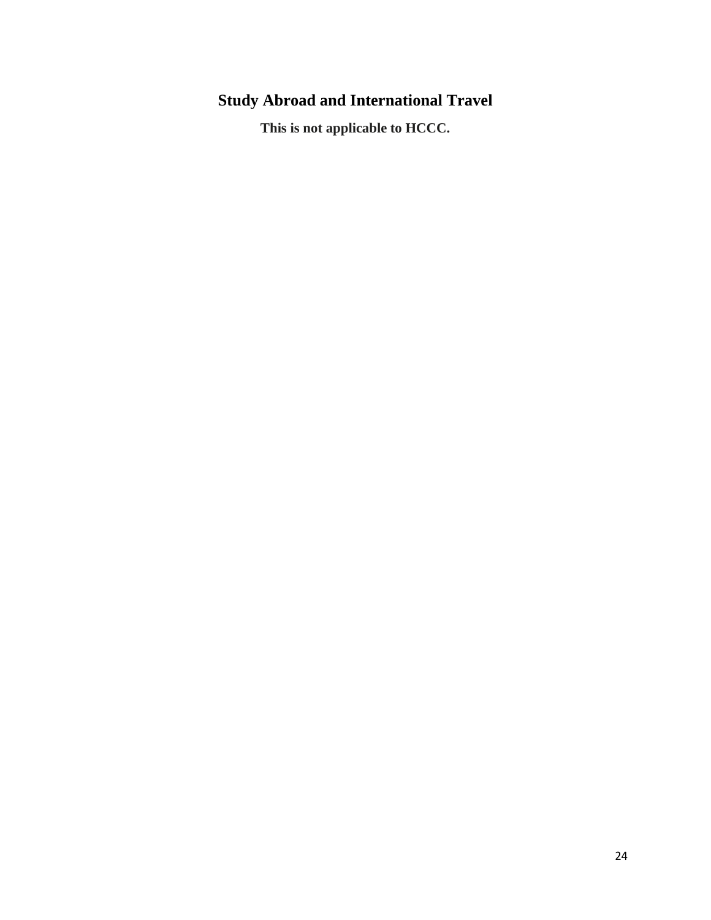# Study Abroad and International Travel

**This is not applicable to HCCC.**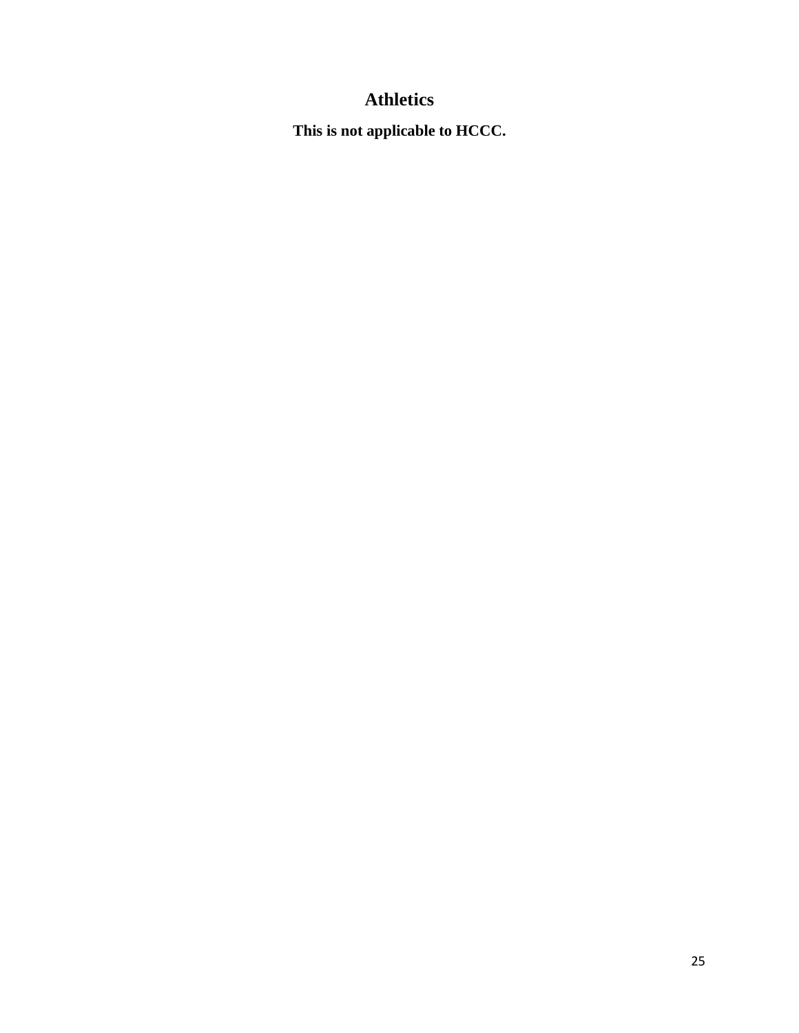# Athletics

**This is not applicable to HCCC.**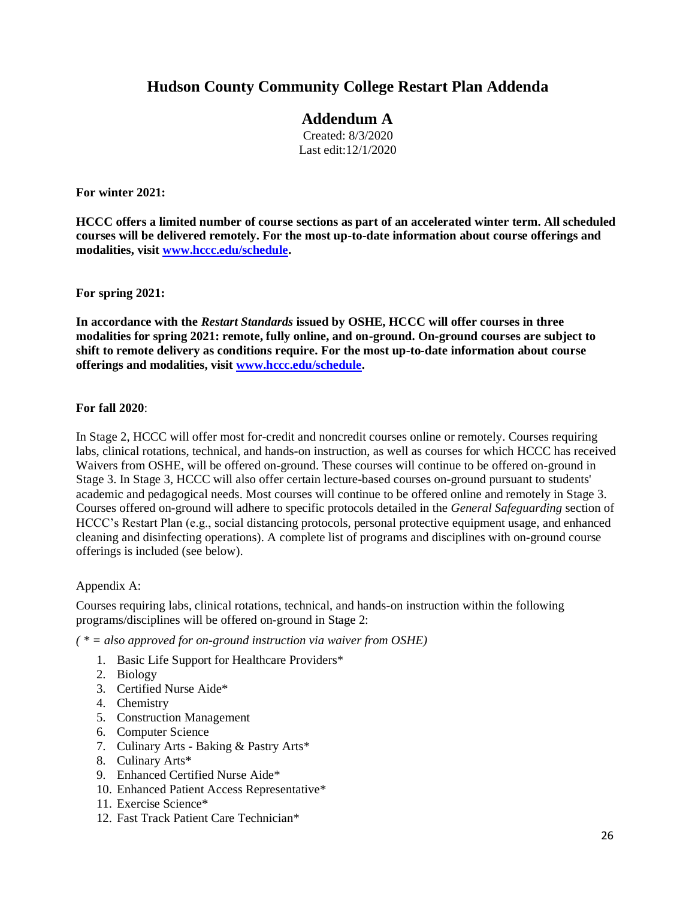# Hudson County Community College Restart Plan Addenda

## Addendum A

Created: 8/3/2020
Last edit:12/1/2020

**For winter 2021:**

**HCCC offers a limited number of course sections as part of an accelerated winter term. All scheduled courses will be delivered remotely. For the most up-to-date information about course offerings and modalities, visit [www.hccc.edu/schedule](www.hccc.edu/schedule).**

**For spring 2021:**

**In accordance with the *Restart Standards* issued by OSHE, HCCC will offer courses in three modalities for spring 2021: remote, fully online, and on-ground. On-ground courses are subject to shift to remote delivery as conditions require. For the most up-to-date information about course offerings and modalities, visit [www.hccc.edu/schedule](www.hccc.edu/schedule).**

**For fall 2020**:

In Stage 2, HCCC will offer most for-credit and noncredit courses online or remotely. Courses requiring labs, clinical rotations, technical, and hands-on instruction, as well as courses for which HCCC has received Waivers from OSHE, will be offered on-ground. These courses will continue to be offered on-ground in Stage 3. In Stage 3, HCCC will also offer certain lecture-based courses on-ground pursuant to students' academic and pedagogical needs. Most courses will continue to be offered online and remotely in Stage 3. Courses offered on-ground will adhere to specific protocols detailed in the *General Safeguarding* section of HCCC's Restart Plan (e.g., social distancing protocols, personal protective equipment usage, and enhanced cleaning and disinfecting operations). A complete list of programs and disciplines with on-ground course offerings is included (see below).

Appendix A:

Courses requiring labs, clinical rotations, technical, and hands-on instruction within the following programs/disciplines will be offered on-ground in Stage 2:

*( * = also approved for on-ground instruction via waiver from OSHE)*

1. Basic Life Support for Healthcare Providers*
2. Biology
3. Certified Nurse Aide*
4. Chemistry
5. Construction Management
6. Computer Science
7. Culinary Arts - Baking & Pastry Arts*
8. Culinary Arts*
9. Enhanced Certified Nurse Aide*
10. Enhanced Patient Access Representative*
11. Exercise Science*
12. Fast Track Patient Care Technician*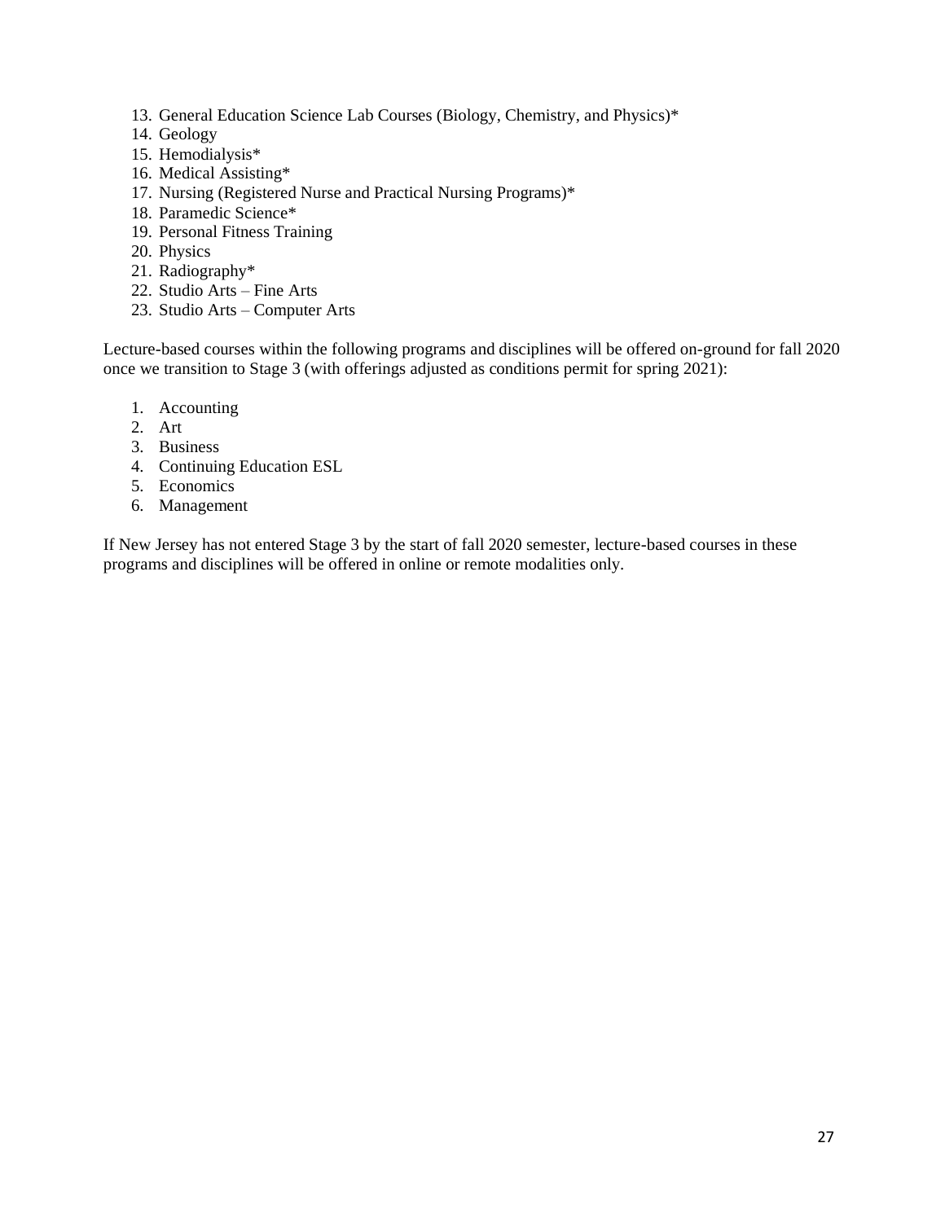13. General Education Science Lab Courses (Biology, Chemistry, and Physics)*
14. Geology
15. Hemodialysis*
16. Medical Assisting*
17. Nursing (Registered Nurse and Practical Nursing Programs)*
18. Paramedic Science*
19. Personal Fitness Training
20. Physics
21. Radiography*
22. Studio Arts – Fine Arts
23. Studio Arts – Computer Arts

Lecture-based courses within the following programs and disciplines will be offered on-ground for fall 2020 once we transition to Stage 3 (with offerings adjusted as conditions permit for spring 2021):

1. Accounting
2. Art
3. Business
4. Continuing Education ESL
5. Economics
6. Management

If New Jersey has not entered Stage 3 by the start of fall 2020 semester, lecture-based courses in these programs and disciplines will be offered in online or remote modalities only.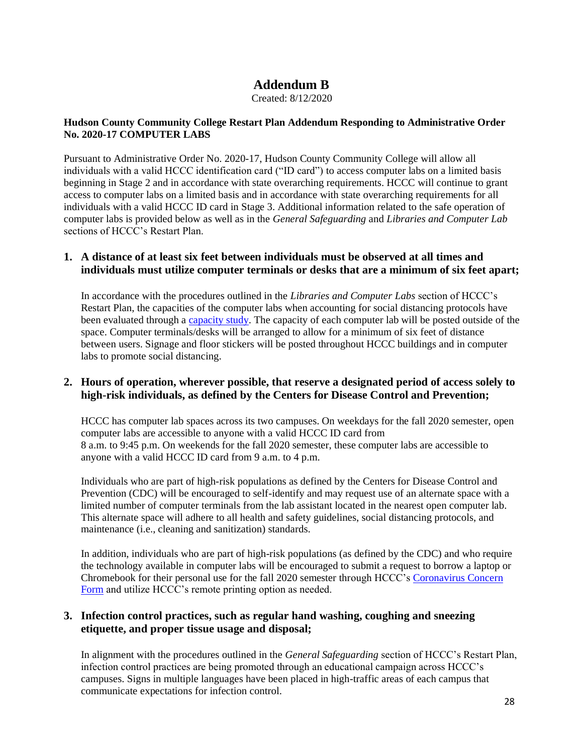# Addendum B

Created: 8/12/2020

**Hudson County Community College Restart Plan Addendum Responding to Administrative Order No. 2020-17 COMPUTER LABS**

Pursuant to Administrative Order No. 2020-17, Hudson County Community College will allow all individuals with a valid HCCC identification card ("ID card") to access computer labs on a limited basis beginning in Stage 2 and in accordance with state overarching requirements. HCCC will continue to grant access to computer labs on a limited basis and in accordance with state overarching requirements for all individuals with a valid HCCC ID card in Stage 3. Additional information related to the safe operation of computer labs is provided below as well as in the *General Safeguarding* and *Libraries and Computer Lab* sections of HCCC's Restart Plan.

## 1. A distance of at least six feet between individuals must be observed at all times and individuals must utilize computer terminals or desks that are a minimum of six feet apart;

In accordance with the procedures outlined in the *Libraries and Computer Labs* section of HCCC's Restart Plan, the capacities of the computer labs when accounting for social distancing protocols have been evaluated through a capacity study. The capacity of each computer lab will be posted outside of the space. Computer terminals/desks will be arranged to allow for a minimum of six feet of distance between users. Signage and floor stickers will be posted throughout HCCC buildings and in computer labs to promote social distancing.

## 2. Hours of operation, wherever possible, that reserve a designated period of access solely to high-risk individuals, as defined by the Centers for Disease Control and Prevention;

HCCC has computer lab spaces across its two campuses. On weekdays for the fall 2020 semester, open computer labs are accessible to anyone with a valid HCCC ID card from 8 a.m. to 9:45 p.m. On weekends for the fall 2020 semester, these computer labs are accessible to anyone with a valid HCCC ID card from 9 a.m. to 4 p.m.

Individuals who are part of high-risk populations as defined by the Centers for Disease Control and Prevention (CDC) will be encouraged to self-identify and may request use of an alternate space with a limited number of computer terminals from the lab assistant located in the nearest open computer lab. This alternate space will adhere to all health and safety guidelines, social distancing protocols, and maintenance (i.e., cleaning and sanitization) standards.

In addition, individuals who are part of high-risk populations (as defined by the CDC) and who require the technology available in computer labs will be encouraged to submit a request to borrow a laptop or Chromebook for their personal use for the fall 2020 semester through HCCC's Coronavirus Concern Form and utilize HCCC's remote printing option as needed.

## 3. Infection control practices, such as regular hand washing, coughing and sneezing etiquette, and proper tissue usage and disposal;

In alignment with the procedures outlined in the *General Safeguarding* section of HCCC's Restart Plan, infection control practices are being promoted through an educational campaign across HCCC's campuses. Signs in multiple languages have been placed in high-traffic areas of each campus that communicate expectations for infection control.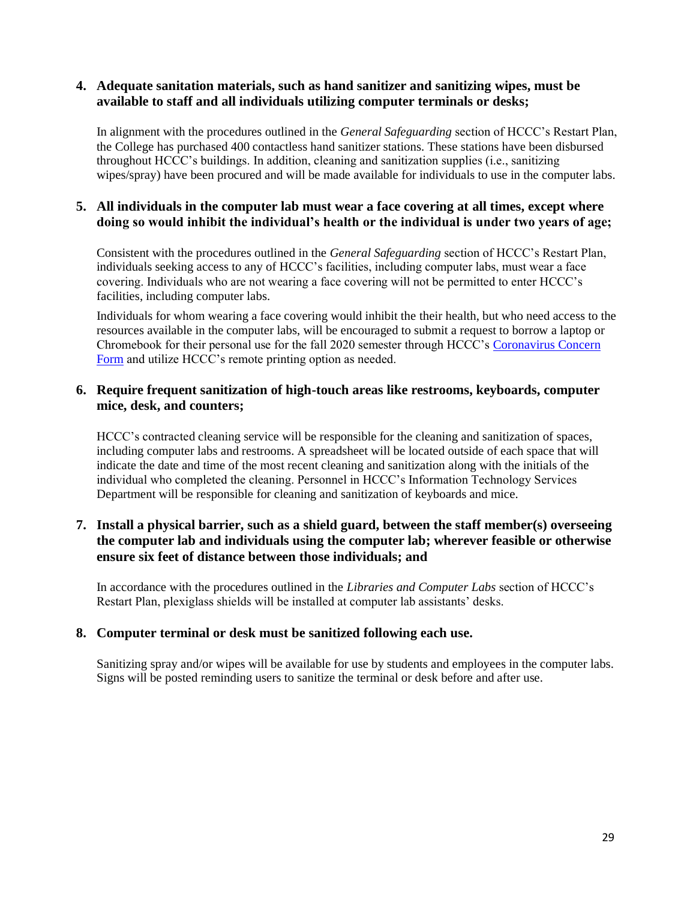4. **Adequate sanitation materials, such as hand sanitizer and sanitizing wipes, must be available to staff and all individuals utilizing computer terminals or desks;**

   In alignment with the procedures outlined in the *General Safeguarding* section of HCCC's Restart Plan, the College has purchased 400 contactless hand sanitizer stations. These stations have been disbursed throughout HCCC's buildings. In addition, cleaning and sanitization supplies (i.e., sanitizing wipes/spray) have been procured and will be made available for individuals to use in the computer labs.

5. **All individuals in the computer lab must wear a face covering at all times, except where doing so would inhibit the individual's health or the individual is under two years of age;**

   Consistent with the procedures outlined in the *General Safeguarding* section of HCCC's Restart Plan, individuals seeking access to any of HCCC's facilities, including computer labs, must wear a face covering. Individuals who are not wearing a face covering will not be permitted to enter HCCC's facilities, including computer labs.

   Individuals for whom wearing a face covering would inhibit the their health, but who need access to the resources available in the computer labs, will be encouraged to submit a request to borrow a laptop or Chromebook for their personal use for the fall 2020 semester through HCCC's [Coronavirus Concern Form](#) and utilize HCCC's remote printing option as needed.

6. **Require frequent sanitization of high-touch areas like restrooms, keyboards, computer mice, desk, and counters;**

   HCCC's contracted cleaning service will be responsible for the cleaning and sanitization of spaces, including computer labs and restrooms. A spreadsheet will be located outside of each space that will indicate the date and time of the most recent cleaning and sanitization along with the initials of the individual who completed the cleaning. Personnel in HCCC's Information Technology Services Department will be responsible for cleaning and sanitization of keyboards and mice.

7. **Install a physical barrier, such as a shield guard, between the staff member(s) overseeing the computer lab and individuals using the computer lab; wherever feasible or otherwise ensure six feet of distance between those individuals; and**

   In accordance with the procedures outlined in the *Libraries and Computer Labs* section of HCCC's Restart Plan, plexiglass shields will be installed at computer lab assistants' desks.

8. **Computer terminal or desk must be sanitized following each use.**

   Sanitizing spray and/or wipes will be available for use by students and employees in the computer labs. Signs will be posted reminding users to sanitize the terminal or desk before and after use.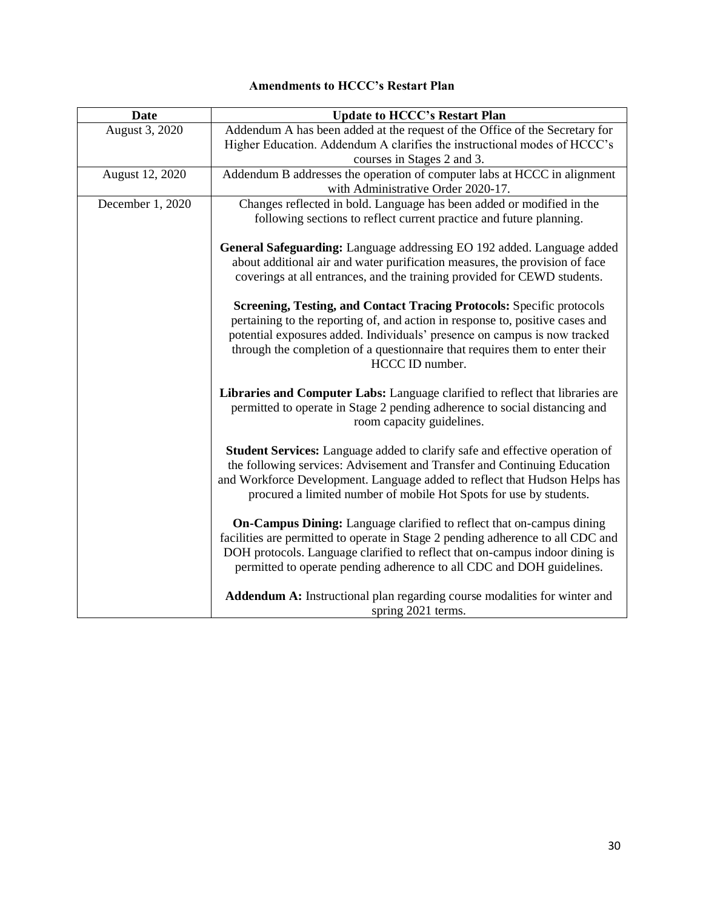## Amendments to HCCC's Restart Plan

| Date | Update to HCCC's Restart Plan |
|---|---|
| August 3, 2020 | Addendum A has been added at the request of the Office of the Secretary for Higher Education. Addendum A clarifies the instructional modes of HCCC's courses in Stages 2 and 3. |
| August 12, 2020 | Addendum B addresses the operation of computer labs at HCCC in alignment with Administrative Order 2020-17. |
| December 1, 2020 | Changes reflected in bold. Language has been added or modified in the following sections to reflect current practice and future planning.<br><br>**General Safeguarding:** Language addressing EO 192 added. Language added about additional air and water purification measures, the provision of face coverings at all entrances, and the training provided for CEWD students.<br><br>**Screening, Testing, and Contact Tracing Protocols:** Specific protocols pertaining to the reporting of, and action in response to, positive cases and potential exposures added. Individuals' presence on campus is now tracked through the completion of a questionnaire that requires them to enter their HCCC ID number.<br><br>**Libraries and Computer Labs:** Language clarified to reflect that libraries are permitted to operate in Stage 2 pending adherence to social distancing and room capacity guidelines.<br><br>**Student Services:** Language added to clarify safe and effective operation of the following services: Advisement and Transfer and Continuing Education and Workforce Development. Language added to reflect that Hudson Helps has procured a limited number of mobile Hot Spots for use by students.<br><br>**On-Campus Dining:** Language clarified to reflect that on-campus dining facilities are permitted to operate in Stage 2 pending adherence to all CDC and DOH protocols. Language clarified to reflect that on-campus indoor dining is permitted to operate pending adherence to all CDC and DOH guidelines.<br><br>**Addendum A:** Instructional plan regarding course modalities for winter and spring 2021 terms. |